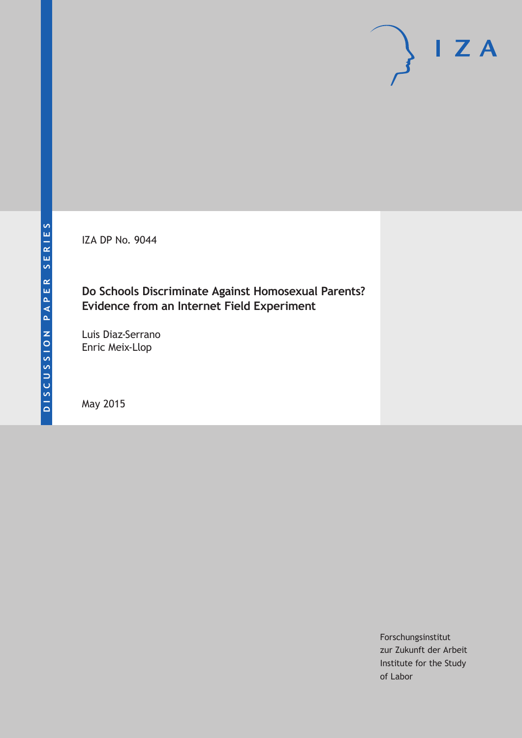DISCUSSION PAPER SERIES

IZA

IZA DP No. 9044

# Do Schools Discriminate Against Homosexual Parents? Evidence from an Internet Field Experiment

Luis Diaz-Serrano
Enric Meix-Llop

May 2015

Forschungsinstitut
zur Zukunft der Arbeit
Institute for the Study
of Labor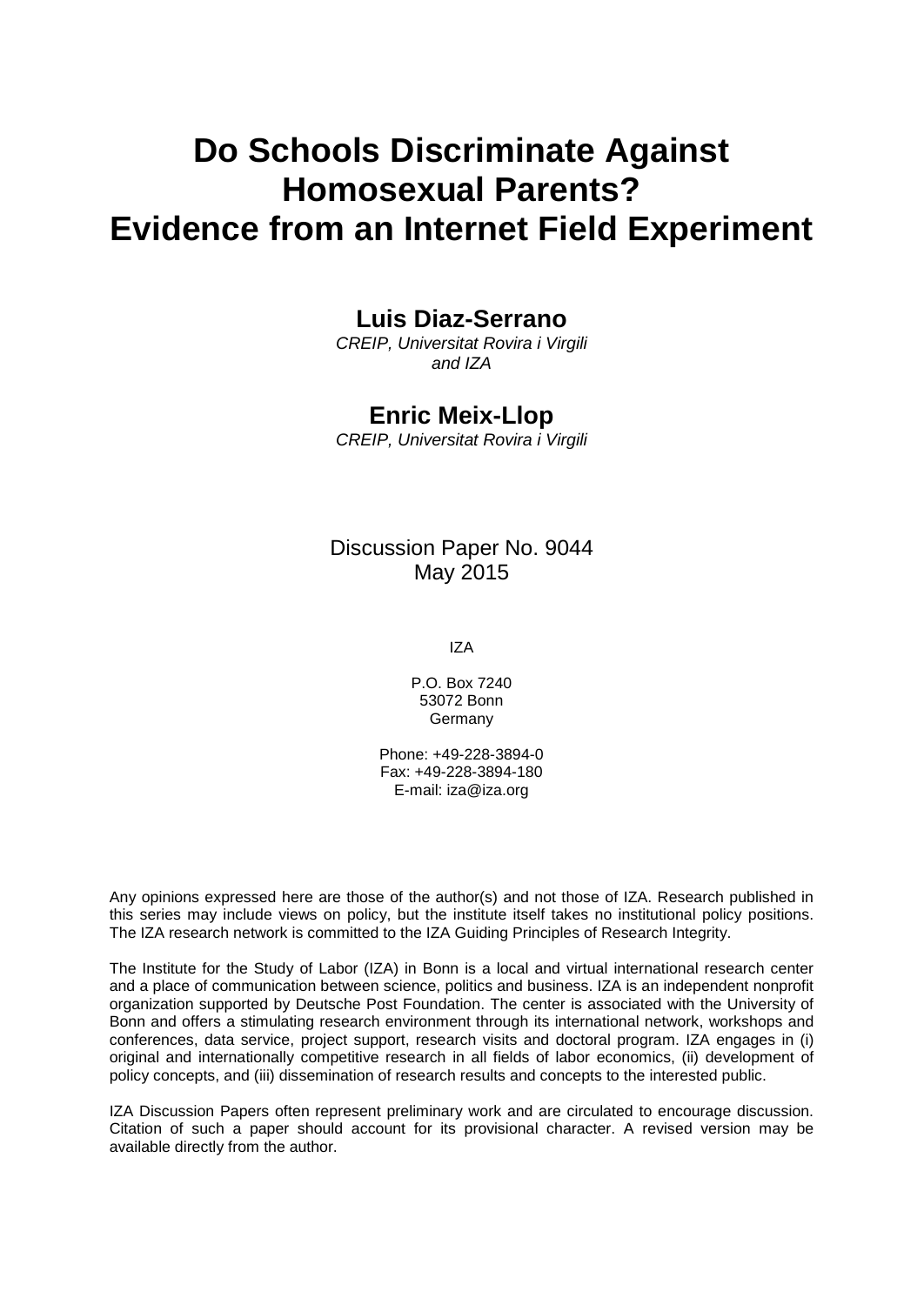# Do Schools Discriminate Against Homosexual Parents? Evidence from an Internet Field Experiment

**Luis Diaz-Serrano**
*CREIP, Universitat Rovira i Virgili and IZA*

**Enric Meix-Llop**
*CREIP, Universitat Rovira i Virgili*

Discussion Paper No. 9044
May 2015

IZA

P.O. Box 7240
53072 Bonn
Germany

Phone: +49-228-3894-0
Fax: +49-228-3894-180
E-mail: iza@iza.org

Any opinions expressed here are those of the author(s) and not those of IZA. Research published in this series may include views on policy, but the institute itself takes no institutional policy positions. The IZA research network is committed to the IZA Guiding Principles of Research Integrity.

The Institute for the Study of Labor (IZA) in Bonn is a local and virtual international research center and a place of communication between science, politics and business. IZA is an independent nonprofit organization supported by Deutsche Post Foundation. The center is associated with the University of Bonn and offers a stimulating research environment through its international network, workshops and conferences, data service, project support, research visits and doctoral program. IZA engages in (i) original and internationally competitive research in all fields of labor economics, (ii) development of policy concepts, and (iii) dissemination of research results and concepts to the interested public.

IZA Discussion Papers often represent preliminary work and are circulated to encourage discussion. Citation of such a paper should account for its provisional character. A revised version may be available directly from the author.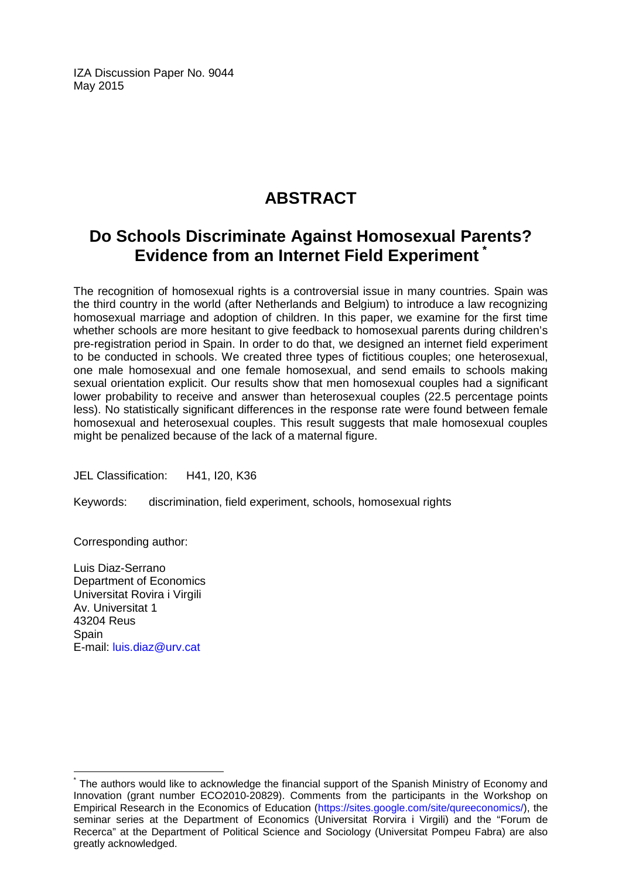IZA Discussion Paper No. 9044
May 2015

# ABSTRACT

## Do Schools Discriminate Against Homosexual Parents? Evidence from an Internet Field Experiment [*]

The recognition of homosexual rights is a controversial issue in many countries. Spain was the third country in the world (after Netherlands and Belgium) to introduce a law recognizing homosexual marriage and adoption of children. In this paper, we examine for the first time whether schools are more hesitant to give feedback to homosexual parents during children's pre-registration period in Spain. In order to do that, we designed an internet field experiment to be conducted in schools. We created three types of fictitious couples; one heterosexual, one male homosexual and one female homosexual, and send emails to schools making sexual orientation explicit. Our results show that men homosexual couples had a significant lower probability to receive and answer than heterosexual couples (22.5 percentage points less). No statistically significant differences in the response rate were found between female homosexual and heterosexual couples. This result suggests that male homosexual couples might be penalized because of the lack of a maternal figure.

JEL Classification: H41, I20, K36

Keywords: discrimination, field experiment, schools, homosexual rights

Corresponding author:

Luis Diaz-Serrano
Department of Economics
Universitat Rovira i Virgili
Av. Universitat 1
43204 Reus
Spain
E-mail: luis.diaz@urv.cat

---

[*] The authors would like to acknowledge the financial support of the Spanish Ministry of Economy and Innovation (grant number ECO2010-20829). Comments from the participants in the Workshop on Empirical Research in the Economics of Education (https://sites.google.com/site/qureeconomics/), the seminar series at the Department of Economics (Universitat Rorvira i Virgili) and the "Forum de Recerca" at the Department of Political Science and Sociology (Universitat Pompeu Fabra) are also greatly acknowledged.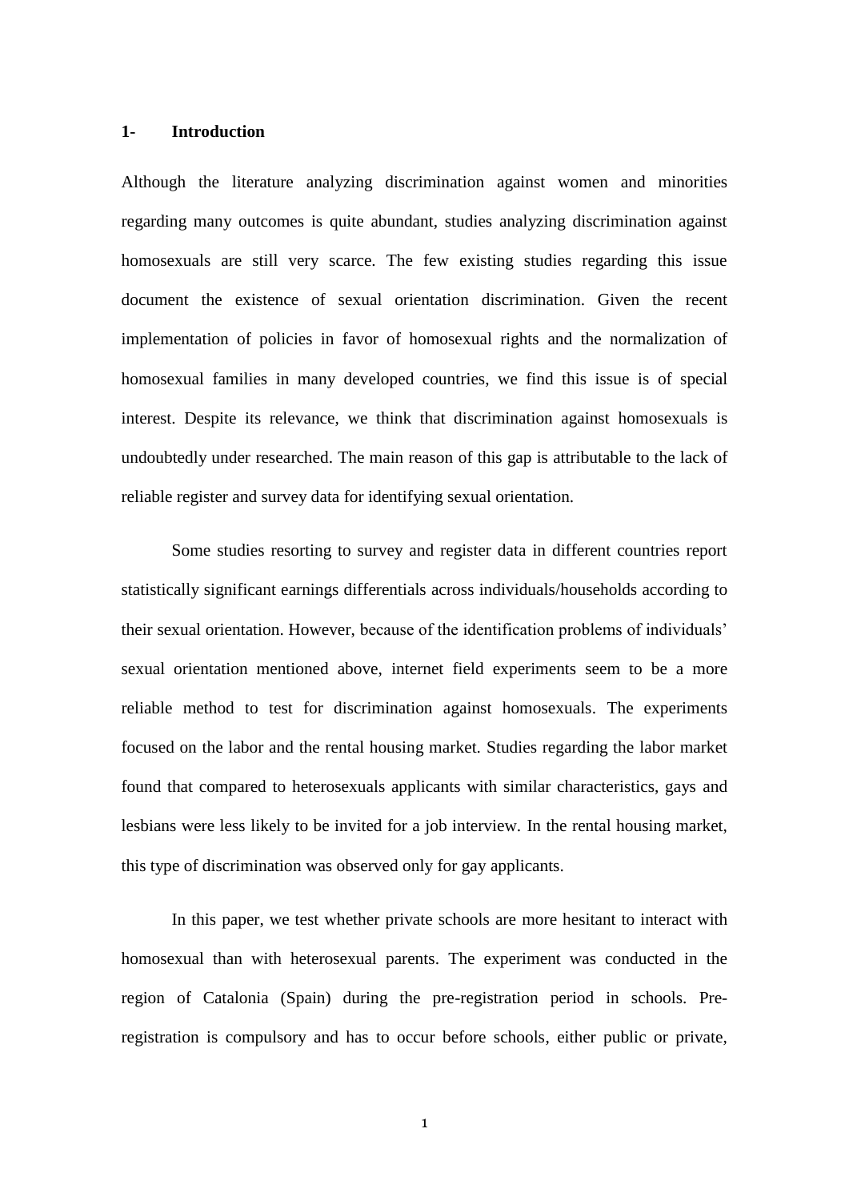## 1- Introduction

Although the literature analyzing discrimination against women and minorities regarding many outcomes is quite abundant, studies analyzing discrimination against homosexuals are still very scarce. The few existing studies regarding this issue document the existence of sexual orientation discrimination. Given the recent implementation of policies in favor of homosexual rights and the normalization of homosexual families in many developed countries, we find this issue is of special interest. Despite its relevance, we think that discrimination against homosexuals is undoubtedly under researched. The main reason of this gap is attributable to the lack of reliable register and survey data for identifying sexual orientation.

Some studies resorting to survey and register data in different countries report statistically significant earnings differentials across individuals/households according to their sexual orientation. However, because of the identification problems of individuals' sexual orientation mentioned above, internet field experiments seem to be a more reliable method to test for discrimination against homosexuals. The experiments focused on the labor and the rental housing market. Studies regarding the labor market found that compared to heterosexuals applicants with similar characteristics, gays and lesbians were less likely to be invited for a job interview. In the rental housing market, this type of discrimination was observed only for gay applicants.

In this paper, we test whether private schools are more hesitant to interact with homosexual than with heterosexual parents. The experiment was conducted in the region of Catalonia (Spain) during the pre-registration period in schools. Pre-registration is compulsory and has to occur before schools, either public or private,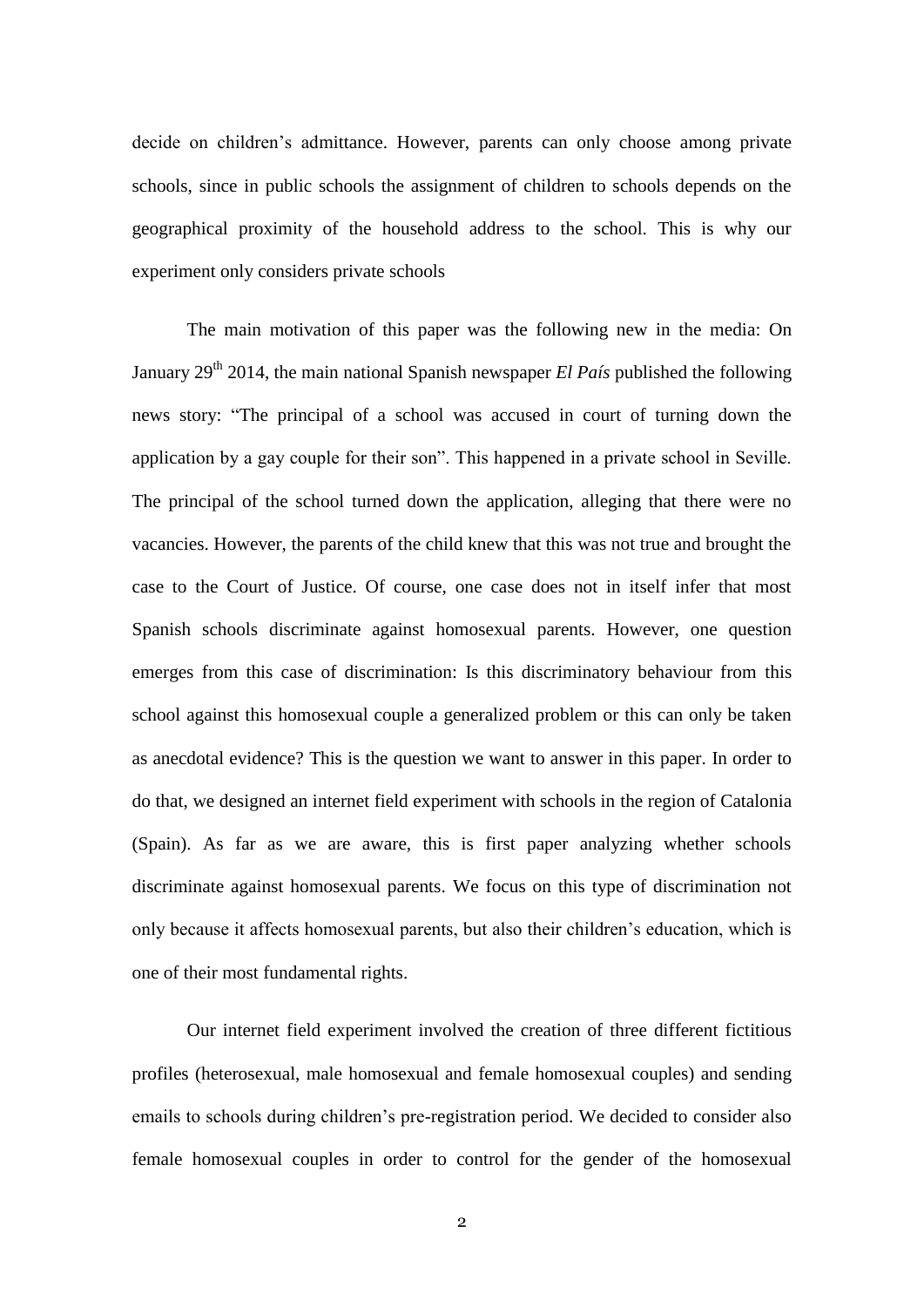decide on children's admittance. However, parents can only choose among private schools, since in public schools the assignment of children to schools depends on the geographical proximity of the household address to the school. This is why our experiment only considers private schools

The main motivation of this paper was the following new in the media: On January 29th 2014, the main national Spanish newspaper *El País* published the following news story: "The principal of a school was accused in court of turning down the application by a gay couple for their son". This happened in a private school in Seville. The principal of the school turned down the application, alleging that there were no vacancies. However, the parents of the child knew that this was not true and brought the case to the Court of Justice. Of course, one case does not in itself infer that most Spanish schools discriminate against homosexual parents. However, one question emerges from this case of discrimination: Is this discriminatory behaviour from this school against this homosexual couple a generalized problem or this can only be taken as anecdotal evidence? This is the question we want to answer in this paper. In order to do that, we designed an internet field experiment with schools in the region of Catalonia (Spain). As far as we are aware, this is first paper analyzing whether schools discriminate against homosexual parents. We focus on this type of discrimination not only because it affects homosexual parents, but also their children's education, which is one of their most fundamental rights.

Our internet field experiment involved the creation of three different fictitious profiles (heterosexual, male homosexual and female homosexual couples) and sending emails to schools during children's pre-registration period. We decided to consider also female homosexual couples in order to control for the gender of the homosexual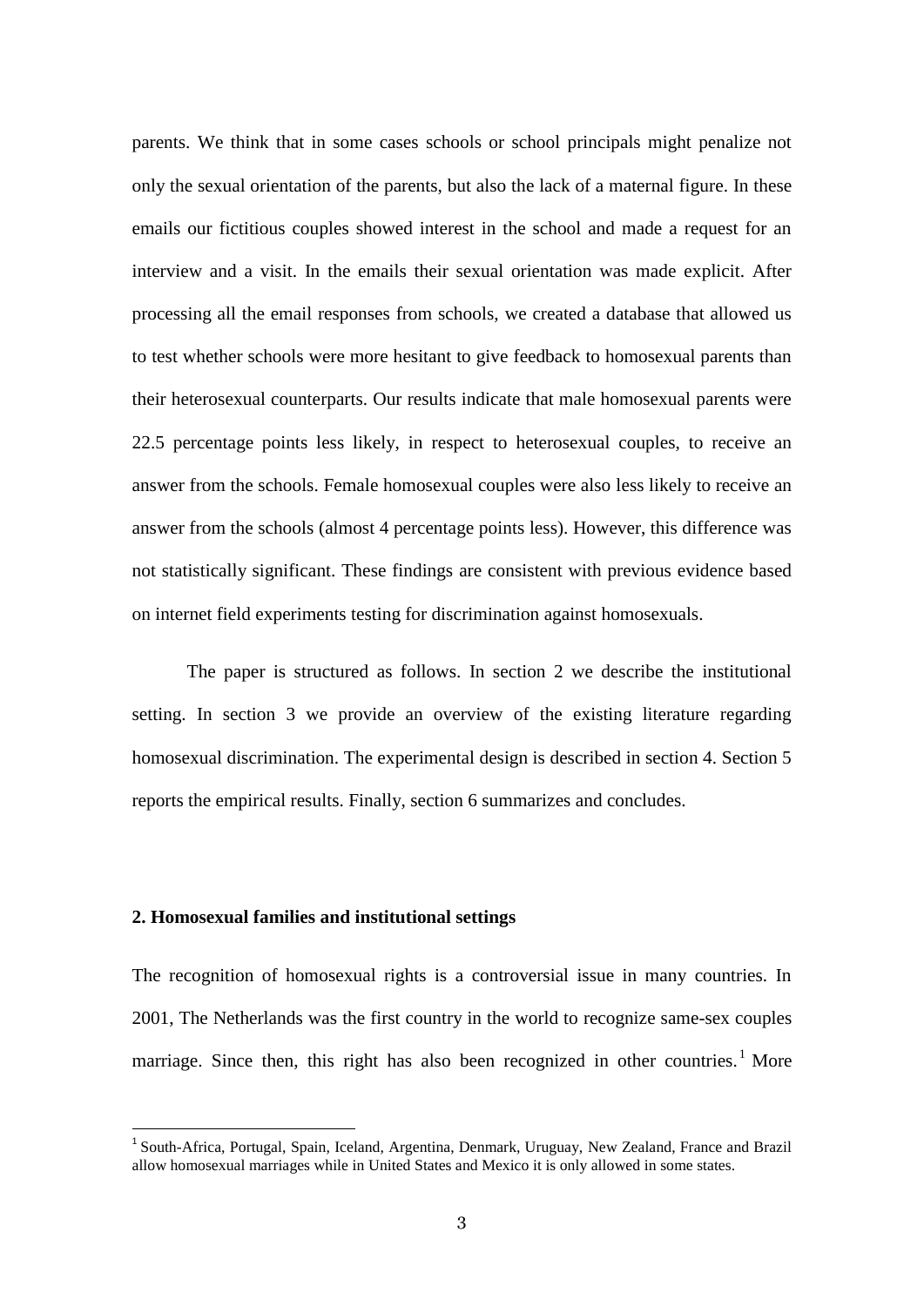parents. We think that in some cases schools or school principals might penalize not only the sexual orientation of the parents, but also the lack of a maternal figure. In these emails our fictitious couples showed interest in the school and made a request for an interview and a visit. In the emails their sexual orientation was made explicit. After processing all the email responses from schools, we created a database that allowed us to test whether schools were more hesitant to give feedback to homosexual parents than their heterosexual counterparts. Our results indicate that male homosexual parents were 22.5 percentage points less likely, in respect to heterosexual couples, to receive an answer from the schools. Female homosexual couples were also less likely to receive an answer from the schools (almost 4 percentage points less). However, this difference was not statistically significant. These findings are consistent with previous evidence based on internet field experiments testing for discrimination against homosexuals.

The paper is structured as follows. In section 2 we describe the institutional setting. In section 3 we provide an overview of the existing literature regarding homosexual discrimination. The experimental design is described in section 4. Section 5 reports the empirical results. Finally, section 6 summarizes and concludes.

## 2. Homosexual families and institutional settings

The recognition of homosexual rights is a controversial issue in many countries. In 2001, The Netherlands was the first country in the world to recognize same-sex couples marriage. Since then, this right has also been recognized in other countries.[1] More

[1] South-Africa, Portugal, Spain, Iceland, Argentina, Denmark, Uruguay, New Zealand, France and Brazil allow homosexual marriages while in United States and Mexico it is only allowed in some states.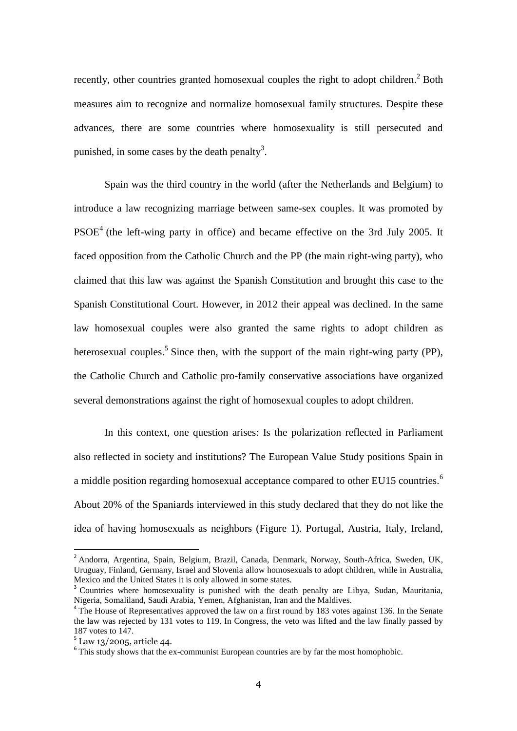recently, other countries granted homosexual couples the right to adopt children.[2] Both measures aim to recognize and normalize homosexual family structures. Despite these advances, there are some countries where homosexuality is still persecuted and punished, in some cases by the death penalty[3].

Spain was the third country in the world (after the Netherlands and Belgium) to introduce a law recognizing marriage between same-sex couples. It was promoted by PSOE[4] (the left-wing party in office) and became effective on the 3rd July 2005. It faced opposition from the Catholic Church and the PP (the main right-wing party), who claimed that this law was against the Spanish Constitution and brought this case to the Spanish Constitutional Court. However, in 2012 their appeal was declined. In the same law homosexual couples were also granted the same rights to adopt children as heterosexual couples.[5] Since then, with the support of the main right-wing party (PP), the Catholic Church and Catholic pro-family conservative associations have organized several demonstrations against the right of homosexual couples to adopt children.

In this context, one question arises: Is the polarization reflected in Parliament also reflected in society and institutions? The European Value Study positions Spain in a middle position regarding homosexual acceptance compared to other EU15 countries.[6] About 20% of the Spaniards interviewed in this study declared that they do not like the idea of having homosexuals as neighbors (Figure 1). Portugal, Austria, Italy, Ireland,

---

[2] Andorra, Argentina, Spain, Belgium, Brazil, Canada, Denmark, Norway, South-Africa, Sweden, UK, Uruguay, Finland, Germany, Israel and Slovenia allow homosexuals to adopt children, while in Australia, Mexico and the United States it is only allowed in some states.

[3] Countries where homosexuality is punished with the death penalty are Libya, Sudan, Mauritania, Nigeria, Somaliland, Saudi Arabia, Yemen, Afghanistan, Iran and the Maldives.

[4] The House of Representatives approved the law on a first round by 183 votes against 136. In the Senate the law was rejected by 131 votes to 119. In Congress, the veto was lifted and the law finally passed by 187 votes to 147.

[5] Law 13/2005, article 44.

[6] This study shows that the ex-communist European countries are by far the most homophobic.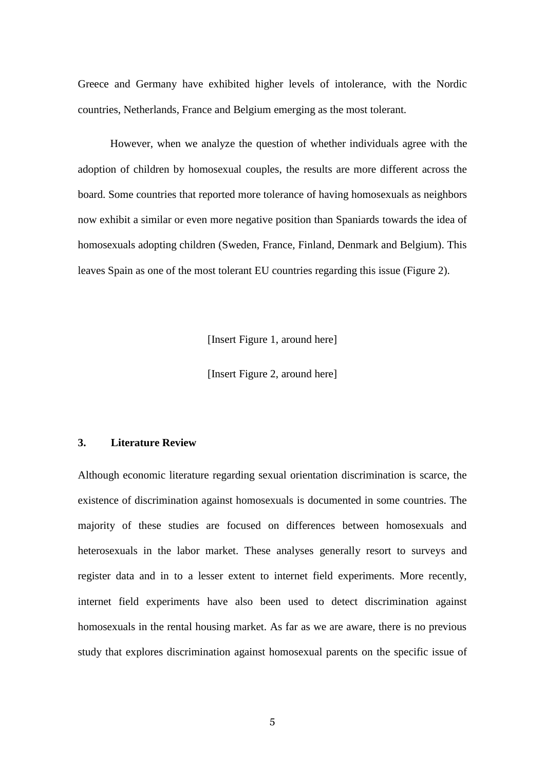Greece and Germany have exhibited higher levels of intolerance, with the Nordic countries, Netherlands, France and Belgium emerging as the most tolerant.

However, when we analyze the question of whether individuals agree with the adoption of children by homosexual couples, the results are more different across the board. Some countries that reported more tolerance of having homosexuals as neighbors now exhibit a similar or even more negative position than Spaniards towards the idea of homosexuals adopting children (Sweden, France, Finland, Denmark and Belgium). This leaves Spain as one of the most tolerant EU countries regarding this issue (Figure 2).

[Insert Figure 1, around here]

[Insert Figure 2, around here]

## 3. Literature Review

Although economic literature regarding sexual orientation discrimination is scarce, the existence of discrimination against homosexuals is documented in some countries. The majority of these studies are focused on differences between homosexuals and heterosexuals in the labor market. These analyses generally resort to surveys and register data and in to a lesser extent to internet field experiments. More recently, internet field experiments have also been used to detect discrimination against homosexuals in the rental housing market. As far as we are aware, there is no previous study that explores discrimination against homosexual parents on the specific issue of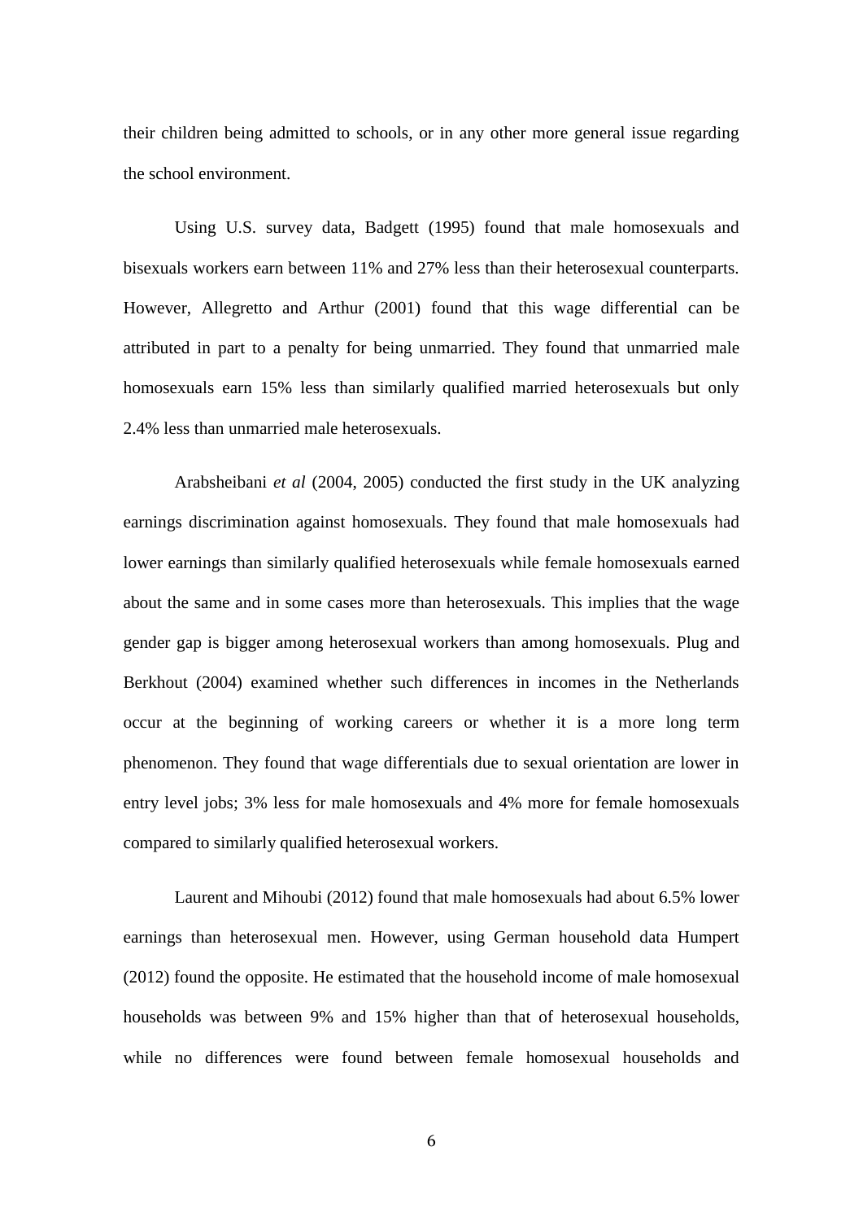their children being admitted to schools, or in any other more general issue regarding the school environment.

Using U.S. survey data, Badgett (1995) found that male homosexuals and bisexuals workers earn between 11% and 27% less than their heterosexual counterparts. However, Allegretto and Arthur (2001) found that this wage differential can be attributed in part to a penalty for being unmarried. They found that unmarried male homosexuals earn 15% less than similarly qualified married heterosexuals but only 2.4% less than unmarried male heterosexuals.

Arabsheibani *et al* (2004, 2005) conducted the first study in the UK analyzing earnings discrimination against homosexuals. They found that male homosexuals had lower earnings than similarly qualified heterosexuals while female homosexuals earned about the same and in some cases more than heterosexuals. This implies that the wage gender gap is bigger among heterosexual workers than among homosexuals. Plug and Berkhout (2004) examined whether such differences in incomes in the Netherlands occur at the beginning of working careers or whether it is a more long term phenomenon. They found that wage differentials due to sexual orientation are lower in entry level jobs; 3% less for male homosexuals and 4% more for female homosexuals compared to similarly qualified heterosexual workers.

Laurent and Mihoubi (2012) found that male homosexuals had about 6.5% lower earnings than heterosexual men. However, using German household data Humpert (2012) found the opposite. He estimated that the household income of male homosexual households was between 9% and 15% higher than that of heterosexual households, while no differences were found between female homosexual households and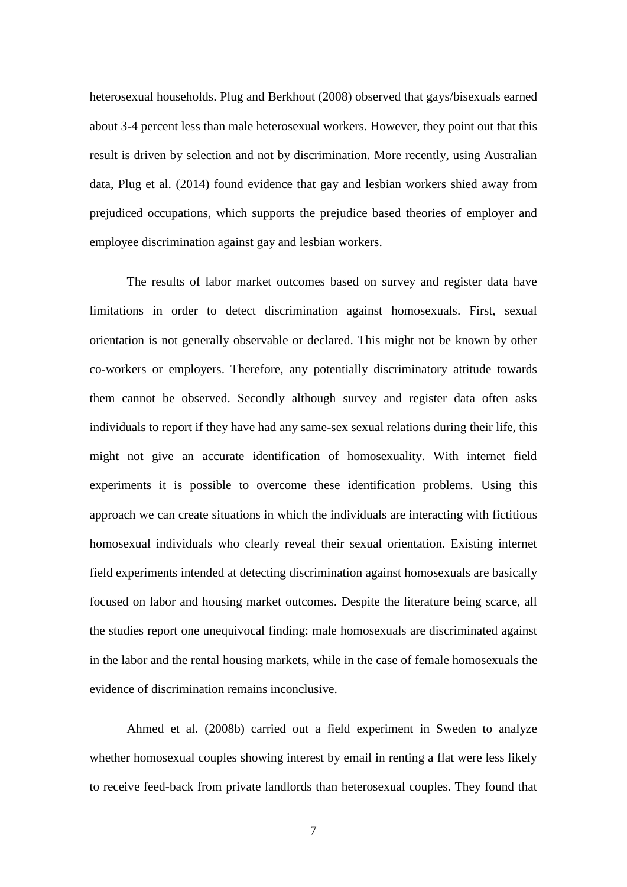heterosexual households. Plug and Berkhout (2008) observed that gays/bisexuals earned about 3-4 percent less than male heterosexual workers. However, they point out that this result is driven by selection and not by discrimination. More recently, using Australian data, Plug et al. (2014) found evidence that gay and lesbian workers shied away from prejudiced occupations, which supports the prejudice based theories of employer and employee discrimination against gay and lesbian workers.

The results of labor market outcomes based on survey and register data have limitations in order to detect discrimination against homosexuals. First, sexual orientation is not generally observable or declared. This might not be known by other co-workers or employers. Therefore, any potentially discriminatory attitude towards them cannot be observed. Secondly although survey and register data often asks individuals to report if they have had any same-sex sexual relations during their life, this might not give an accurate identification of homosexuality. With internet field experiments it is possible to overcome these identification problems. Using this approach we can create situations in which the individuals are interacting with fictitious homosexual individuals who clearly reveal their sexual orientation. Existing internet field experiments intended at detecting discrimination against homosexuals are basically focused on labor and housing market outcomes. Despite the literature being scarce, all the studies report one unequivocal finding: male homosexuals are discriminated against in the labor and the rental housing markets, while in the case of female homosexuals the evidence of discrimination remains inconclusive.

Ahmed et al. (2008b) carried out a field experiment in Sweden to analyze whether homosexual couples showing interest by email in renting a flat were less likely to receive feed-back from private landlords than heterosexual couples. They found that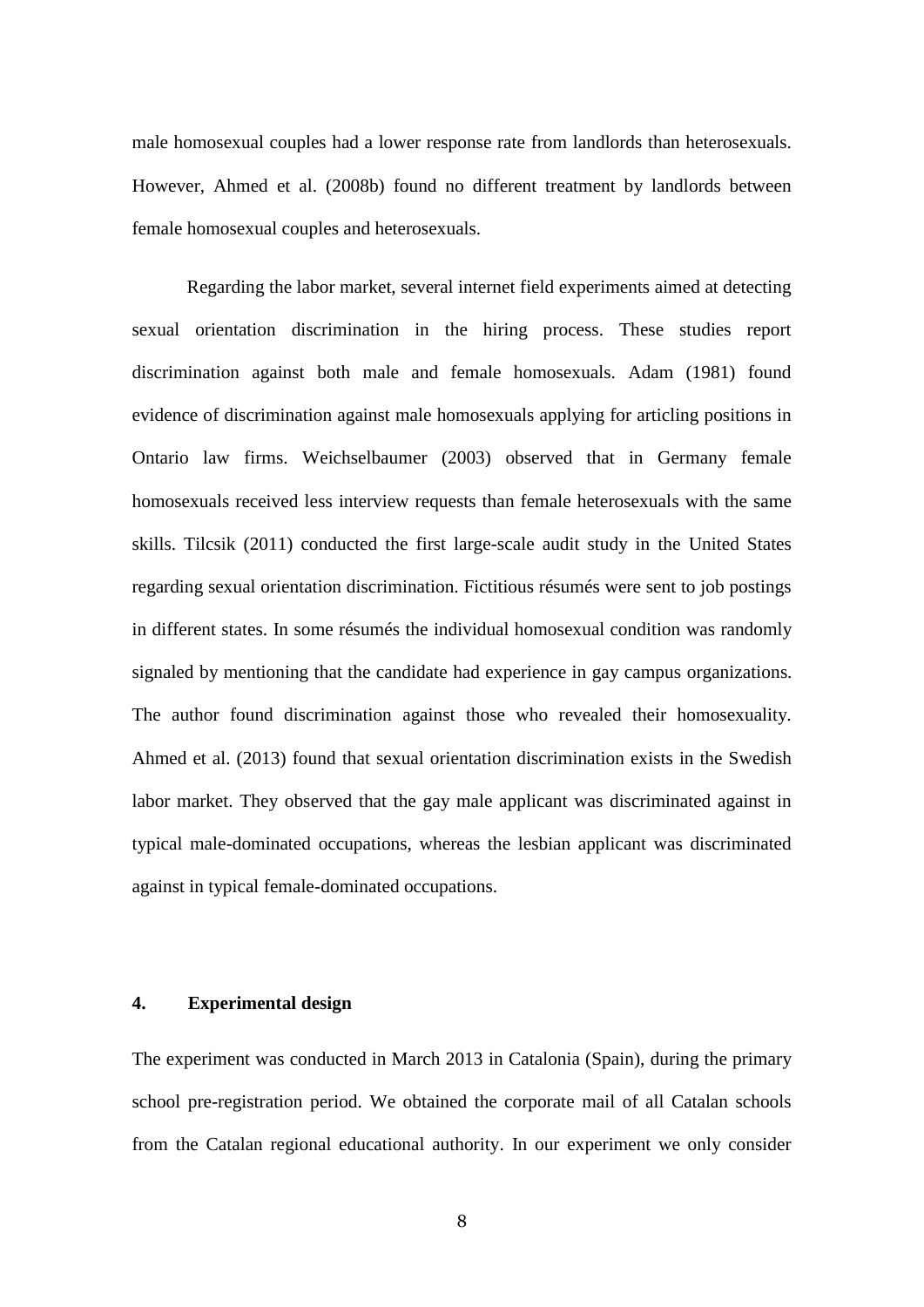male homosexual couples had a lower response rate from landlords than heterosexuals. However, Ahmed et al. (2008b) found no different treatment by landlords between female homosexual couples and heterosexuals.

Regarding the labor market, several internet field experiments aimed at detecting sexual orientation discrimination in the hiring process. These studies report discrimination against both male and female homosexuals. Adam (1981) found evidence of discrimination against male homosexuals applying for articling positions in Ontario law firms. Weichselbaumer (2003) observed that in Germany female homosexuals received less interview requests than female heterosexuals with the same skills. Tilcsik (2011) conducted the first large-scale audit study in the United States regarding sexual orientation discrimination. Fictitious résumés were sent to job postings in different states. In some résumés the individual homosexual condition was randomly signaled by mentioning that the candidate had experience in gay campus organizations. The author found discrimination against those who revealed their homosexuality. Ahmed et al. (2013) found that sexual orientation discrimination exists in the Swedish labor market. They observed that the gay male applicant was discriminated against in typical male-dominated occupations, whereas the lesbian applicant was discriminated against in typical female-dominated occupations.

## 4. Experimental design

The experiment was conducted in March 2013 in Catalonia (Spain), during the primary school pre-registration period. We obtained the corporate mail of all Catalan schools from the Catalan regional educational authority. In our experiment we only consider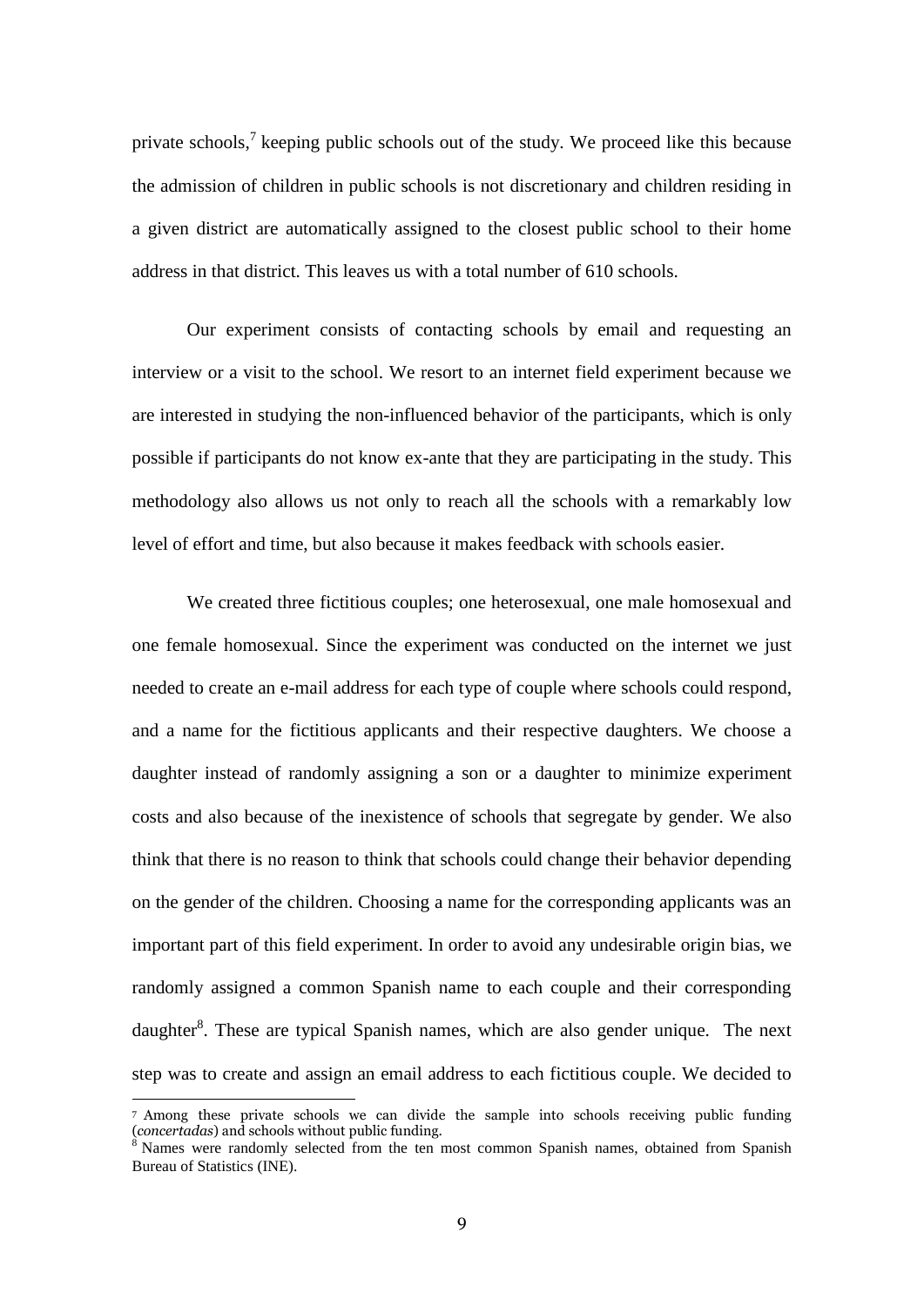private schools,[7] keeping public schools out of the study. We proceed like this because the admission of children in public schools is not discretionary and children residing in a given district are automatically assigned to the closest public school to their home address in that district. This leaves us with a total number of 610 schools.

Our experiment consists of contacting schools by email and requesting an interview or a visit to the school. We resort to an internet field experiment because we are interested in studying the non-influenced behavior of the participants, which is only possible if participants do not know ex-ante that they are participating in the study. This methodology also allows us not only to reach all the schools with a remarkably low level of effort and time, but also because it makes feedback with schools easier.

We created three fictitious couples; one heterosexual, one male homosexual and one female homosexual. Since the experiment was conducted on the internet we just needed to create an e-mail address for each type of couple where schools could respond, and a name for the fictitious applicants and their respective daughters. We choose a daughter instead of randomly assigning a son or a daughter to minimize experiment costs and also because of the inexistence of schools that segregate by gender. We also think that there is no reason to think that schools could change their behavior depending on the gender of the children. Choosing a name for the corresponding applicants was an important part of this field experiment. In order to avoid any undesirable origin bias, we randomly assigned a common Spanish name to each couple and their corresponding daughter[8]. These are typical Spanish names, which are also gender unique. The next step was to create and assign an email address to each fictitious couple. We decided to

[7] Among these private schools we can divide the sample into schools receiving public funding (*concertadas*) and schools without public funding.

[8] Names were randomly selected from the ten most common Spanish names, obtained from Spanish Bureau of Statistics (INE).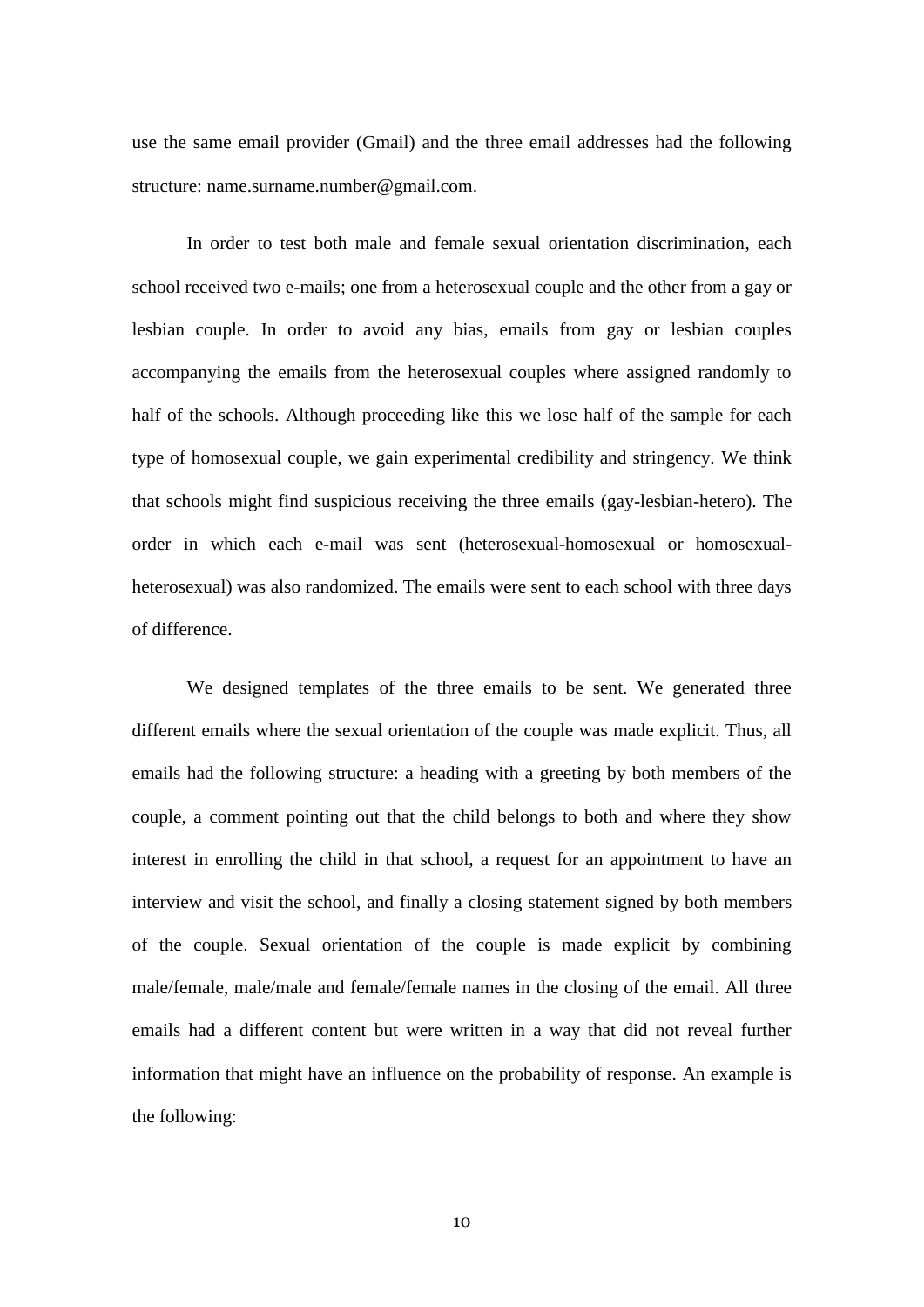use the same email provider (Gmail) and the three email addresses had the following structure: name.surname.number@gmail.com.

In order to test both male and female sexual orientation discrimination, each school received two e-mails; one from a heterosexual couple and the other from a gay or lesbian couple. In order to avoid any bias, emails from gay or lesbian couples accompanying the emails from the heterosexual couples where assigned randomly to half of the schools. Although proceeding like this we lose half of the sample for each type of homosexual couple, we gain experimental credibility and stringency. We think that schools might find suspicious receiving the three emails (gay-lesbian-hetero). The order in which each e-mail was sent (heterosexual-homosexual or homosexual-heterosexual) was also randomized. The emails were sent to each school with three days of difference.

We designed templates of the three emails to be sent. We generated three different emails where the sexual orientation of the couple was made explicit. Thus, all emails had the following structure: a heading with a greeting by both members of the couple, a comment pointing out that the child belongs to both and where they show interest in enrolling the child in that school, a request for an appointment to have an interview and visit the school, and finally a closing statement signed by both members of the couple. Sexual orientation of the couple is made explicit by combining male/female, male/male and female/female names in the closing of the email. All three emails had a different content but were written in a way that did not reveal further information that might have an influence on the probability of response. An example is the following: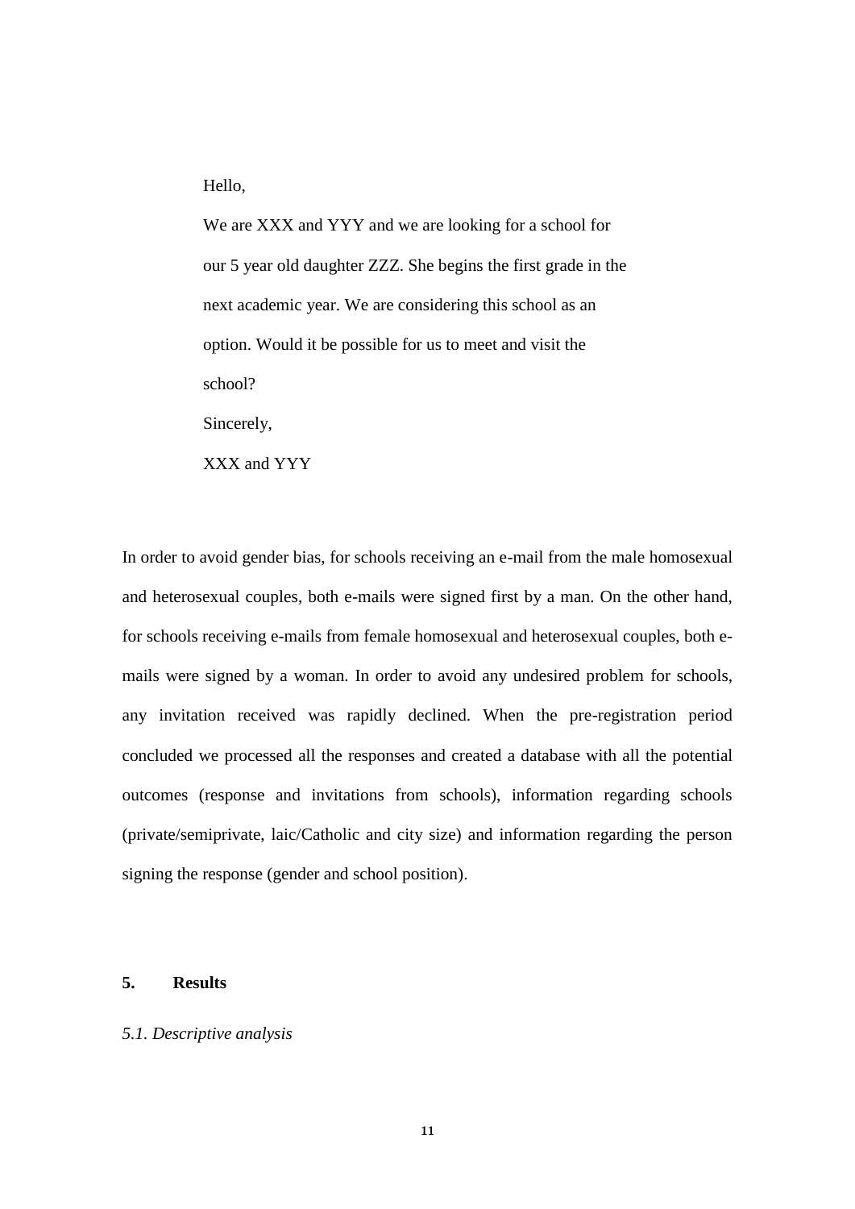> Hello,
>
> We are XXX and YYY and we are looking for a school for our 5 year old daughter ZZZ. She begins the first grade in the next academic year. We are considering this school as an option. Would it be possible for us to meet and visit the school?
>
> Sincerely,
>
> XXX and YYY

In order to avoid gender bias, for schools receiving an e-mail from the male homosexual and heterosexual couples, both e-mails were signed first by a man. On the other hand, for schools receiving e-mails from female homosexual and heterosexual couples, both e-mails were signed by a woman. In order to avoid any undesired problem for schools, any invitation received was rapidly declined. When the pre-registration period concluded we processed all the responses and created a database with all the potential outcomes (response and invitations from schools), information regarding schools (private/semiprivate, laic/Catholic and city size) and information regarding the person signing the response (gender and school position).

## 5. Results

### *5.1. Descriptive analysis*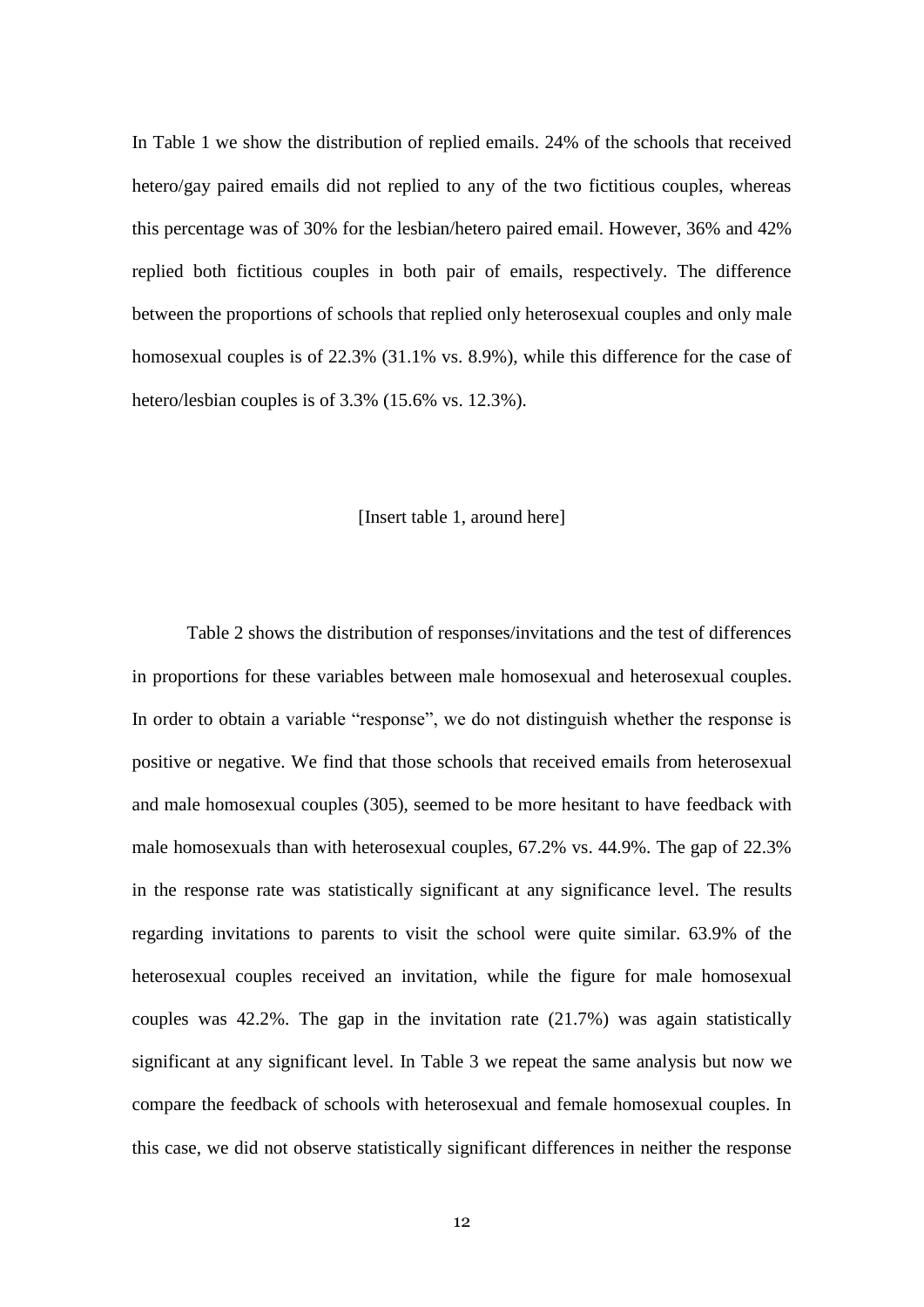In Table 1 we show the distribution of replied emails. 24% of the schools that received hetero/gay paired emails did not replied to any of the two fictitious couples, whereas this percentage was of 30% for the lesbian/hetero paired email. However, 36% and 42% replied both fictitious couples in both pair of emails, respectively. The difference between the proportions of schools that replied only heterosexual couples and only male homosexual couples is of 22.3% (31.1% vs. 8.9%), while this difference for the case of hetero/lesbian couples is of 3.3% (15.6% vs. 12.3%).

[Insert table 1, around here]

Table 2 shows the distribution of responses/invitations and the test of differences in proportions for these variables between male homosexual and heterosexual couples. In order to obtain a variable "response", we do not distinguish whether the response is positive or negative. We find that those schools that received emails from heterosexual and male homosexual couples (305), seemed to be more hesitant to have feedback with male homosexuals than with heterosexual couples, 67.2% vs. 44.9%. The gap of 22.3% in the response rate was statistically significant at any significance level. The results regarding invitations to parents to visit the school were quite similar. 63.9% of the heterosexual couples received an invitation, while the figure for male homosexual couples was 42.2%. The gap in the invitation rate (21.7%) was again statistically significant at any significant level. In Table 3 we repeat the same analysis but now we compare the feedback of schools with heterosexual and female homosexual couples. In this case, we did not observe statistically significant differences in neither the response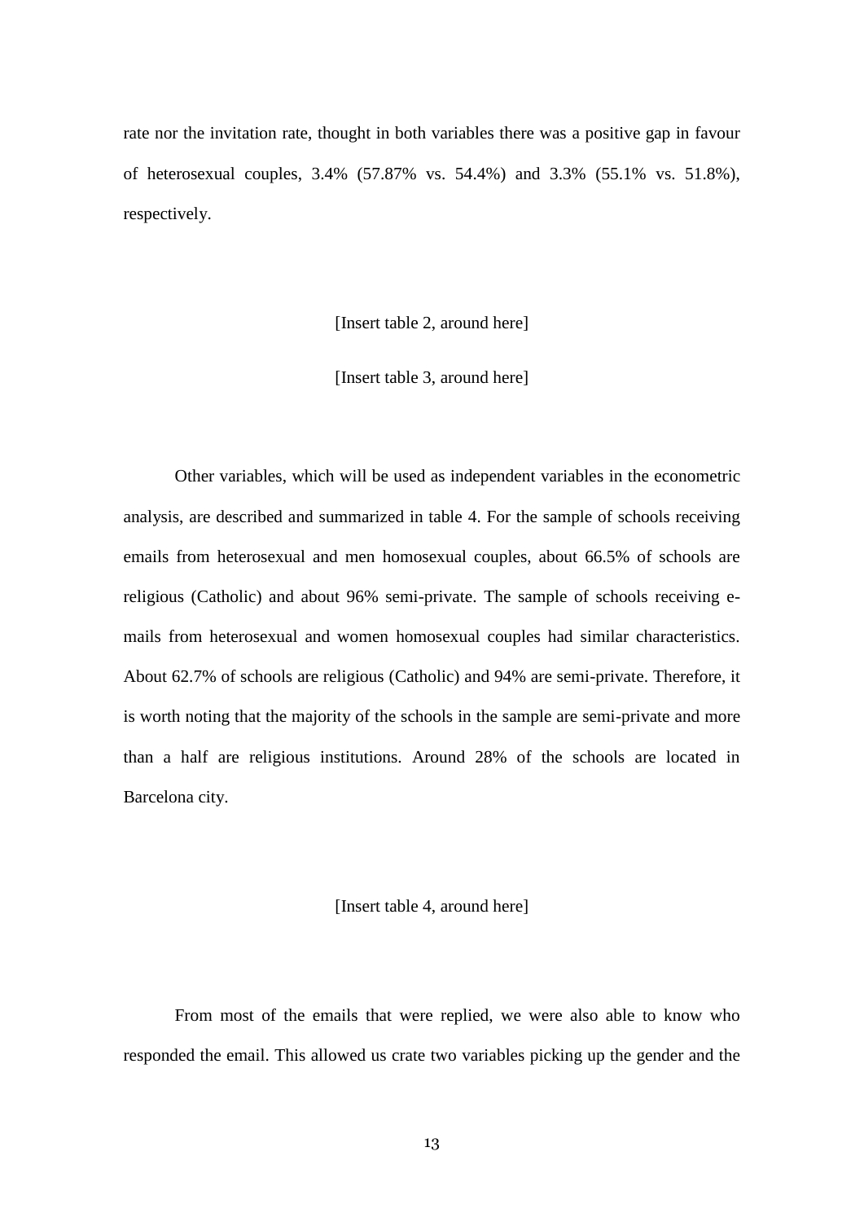rate nor the invitation rate, thought in both variables there was a positive gap in favour of heterosexual couples, 3.4% (57.87% vs. 54.4%) and 3.3% (55.1% vs. 51.8%), respectively.

[Insert table 2, around here]

[Insert table 3, around here]

Other variables, which will be used as independent variables in the econometric analysis, are described and summarized in table 4. For the sample of schools receiving emails from heterosexual and men homosexual couples, about 66.5% of schools are religious (Catholic) and about 96% semi-private. The sample of schools receiving e-mails from heterosexual and women homosexual couples had similar characteristics. About 62.7% of schools are religious (Catholic) and 94% are semi-private. Therefore, it is worth noting that the majority of the schools in the sample are semi-private and more than a half are religious institutions. Around 28% of the schools are located in Barcelona city.

[Insert table 4, around here]

From most of the emails that were replied, we were also able to know who responded the email. This allowed us crate two variables picking up the gender and the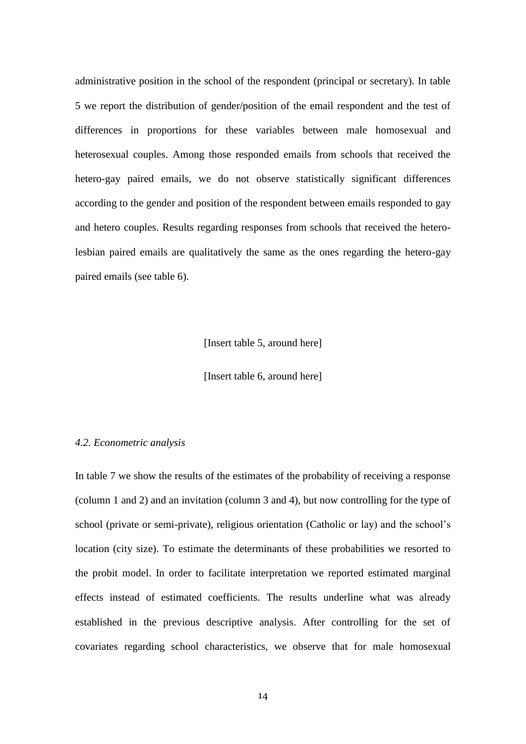administrative position in the school of the respondent (principal or secretary). In table 5 we report the distribution of gender/position of the email respondent and the test of differences in proportions for these variables between male homosexual and heterosexual couples. Among those responded emails from schools that received the hetero-gay paired emails, we do not observe statistically significant differences according to the gender and position of the respondent between emails responded to gay and hetero couples. Results regarding responses from schools that received the hetero-lesbian paired emails are qualitatively the same as the ones regarding the hetero-gay paired emails (see table 6).

[Insert table 5, around here]

[Insert table 6, around here]

### *4.2. Econometric analysis*

In table 7 we show the results of the estimates of the probability of receiving a response (column 1 and 2) and an invitation (column 3 and 4), but now controlling for the type of school (private or semi-private), religious orientation (Catholic or lay) and the school's location (city size). To estimate the determinants of these probabilities we resorted to the probit model. In order to facilitate interpretation we reported estimated marginal effects instead of estimated coefficients. The results underline what was already established in the previous descriptive analysis. After controlling for the set of covariates regarding school characteristics, we observe that for male homosexual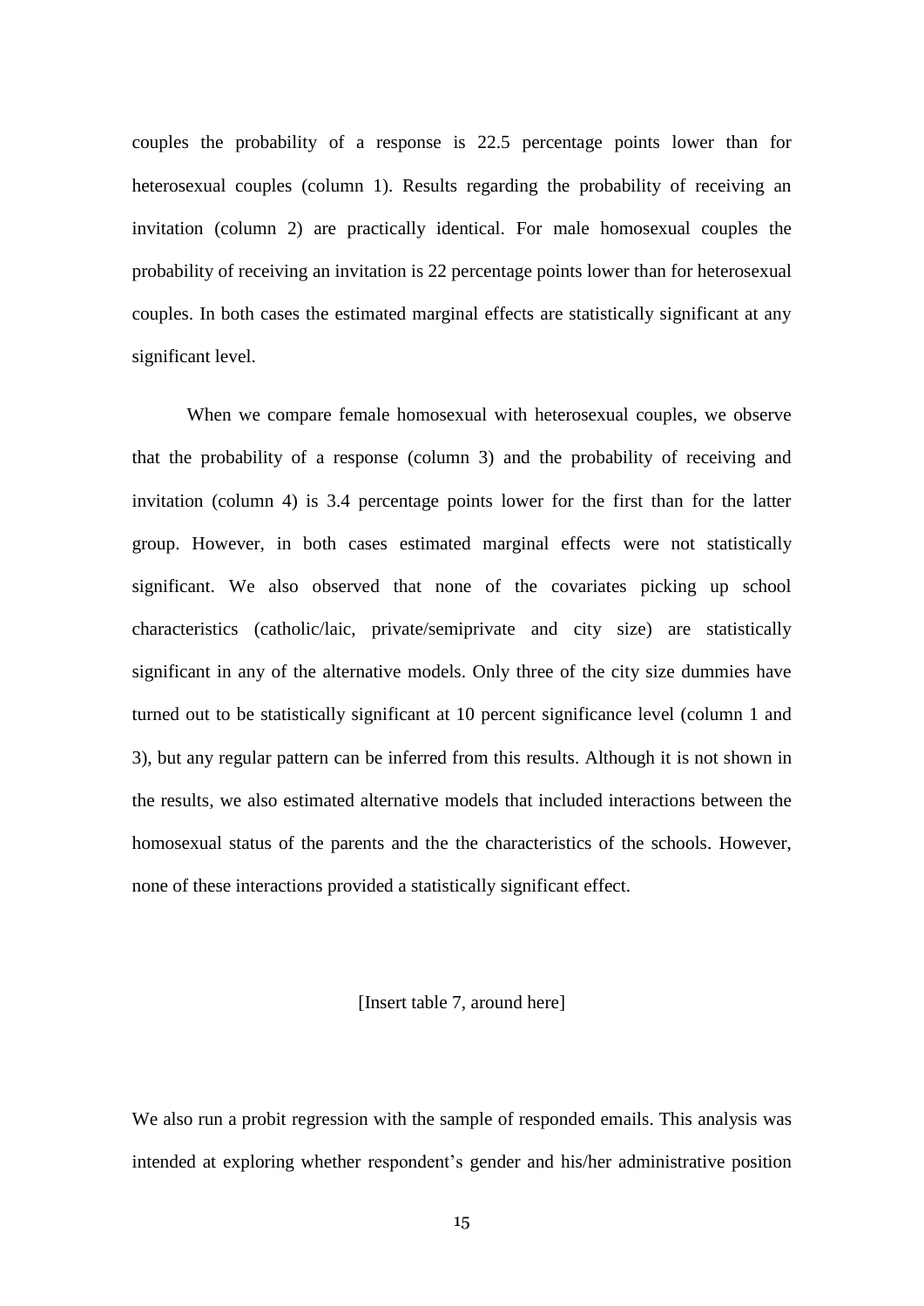couples the probability of a response is 22.5 percentage points lower than for heterosexual couples (column 1). Results regarding the probability of receiving an invitation (column 2) are practically identical. For male homosexual couples the probability of receiving an invitation is 22 percentage points lower than for heterosexual couples. In both cases the estimated marginal effects are statistically significant at any significant level.

When we compare female homosexual with heterosexual couples, we observe that the probability of a response (column 3) and the probability of receiving and invitation (column 4) is 3.4 percentage points lower for the first than for the latter group. However, in both cases estimated marginal effects were not statistically significant. We also observed that none of the covariates picking up school characteristics (catholic/laic, private/semiprivate and city size) are statistically significant in any of the alternative models. Only three of the city size dummies have turned out to be statistically significant at 10 percent significance level (column 1 and 3), but any regular pattern can be inferred from this results. Although it is not shown in the results, we also estimated alternative models that included interactions between the homosexual status of the parents and the the characteristics of the schools. However, none of these interactions provided a statistically significant effect.

[Insert table 7, around here]

We also run a probit regression with the sample of responded emails. This analysis was intended at exploring whether respondent's gender and his/her administrative position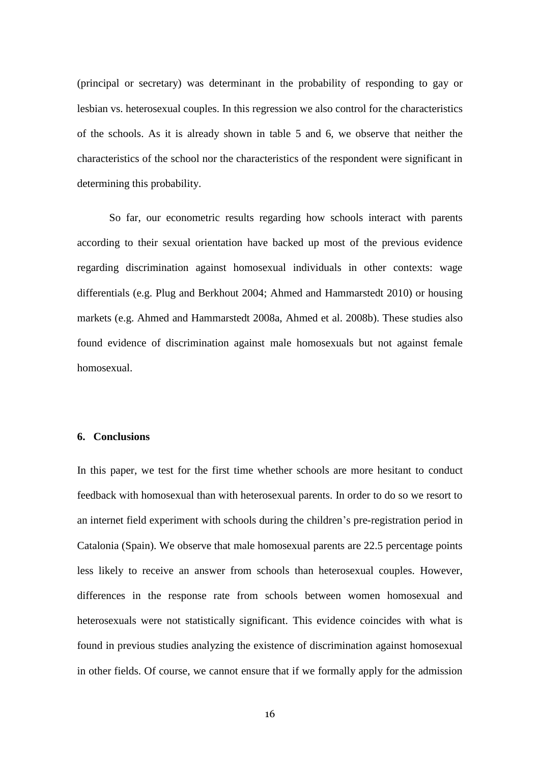(principal or secretary) was determinant in the probability of responding to gay or lesbian vs. heterosexual couples. In this regression we also control for the characteristics of the schools. As it is already shown in table 5 and 6, we observe that neither the characteristics of the school nor the characteristics of the respondent were significant in determining this probability.

So far, our econometric results regarding how schools interact with parents according to their sexual orientation have backed up most of the previous evidence regarding discrimination against homosexual individuals in other contexts: wage differentials (e.g. Plug and Berkhout 2004; Ahmed and Hammarstedt 2010) or housing markets (e.g. Ahmed and Hammarstedt 2008a, Ahmed et al. 2008b). These studies also found evidence of discrimination against male homosexuals but not against female homosexual.

## 6. Conclusions

In this paper, we test for the first time whether schools are more hesitant to conduct feedback with homosexual than with heterosexual parents. In order to do so we resort to an internet field experiment with schools during the children's pre-registration period in Catalonia (Spain). We observe that male homosexual parents are 22.5 percentage points less likely to receive an answer from schools than heterosexual couples. However, differences in the response rate from schools between women homosexual and heterosexuals were not statistically significant. This evidence coincides with what is found in previous studies analyzing the existence of discrimination against homosexual in other fields. Of course, we cannot ensure that if we formally apply for the admission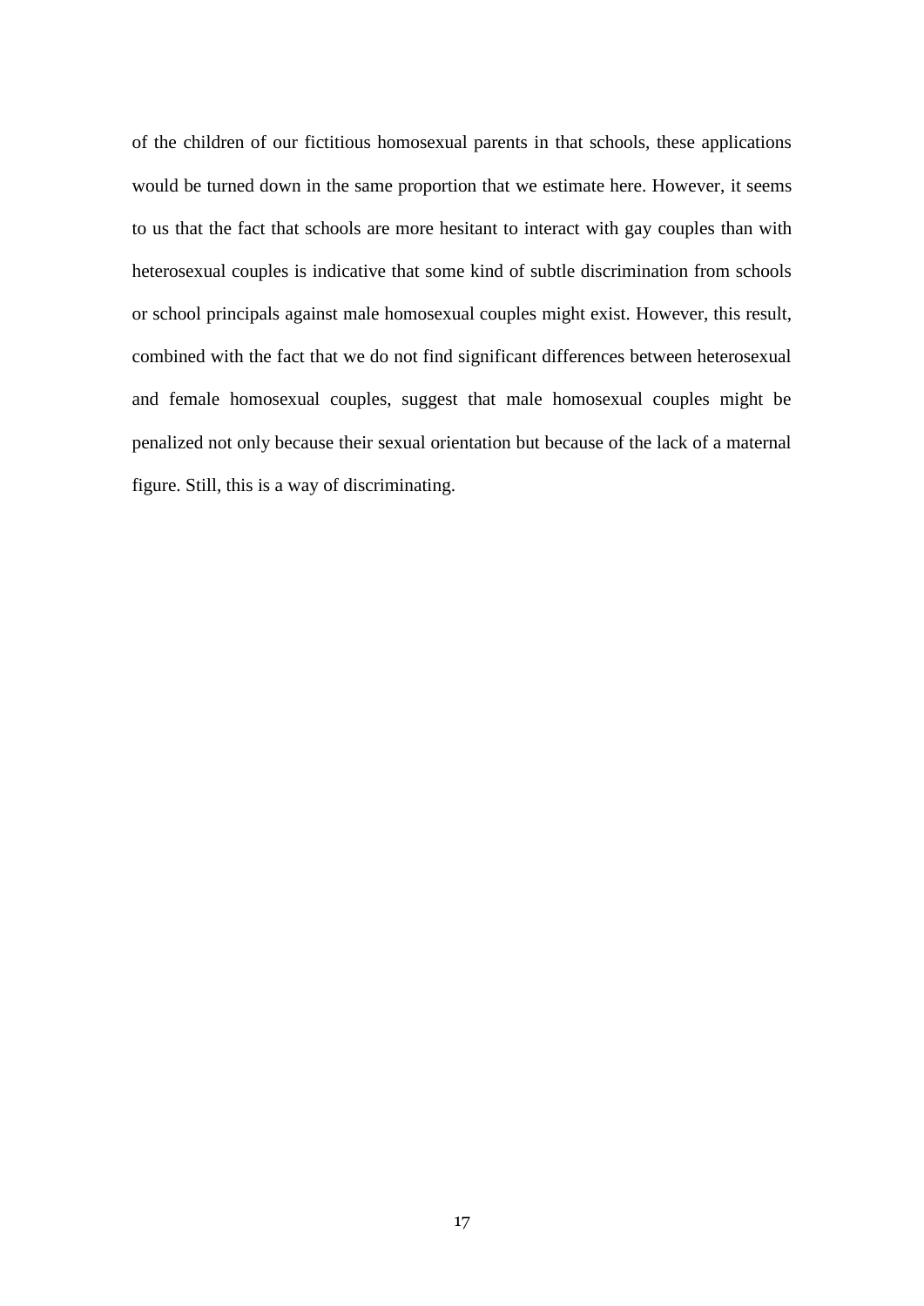of the children of our fictitious homosexual parents in that schools, these applications would be turned down in the same proportion that we estimate here. However, it seems to us that the fact that schools are more hesitant to interact with gay couples than with heterosexual couples is indicative that some kind of subtle discrimination from schools or school principals against male homosexual couples might exist. However, this result, combined with the fact that we do not find significant differences between heterosexual and female homosexual couples, suggest that male homosexual couples might be penalized not only because their sexual orientation but because of the lack of a maternal figure. Still, this is a way of discriminating.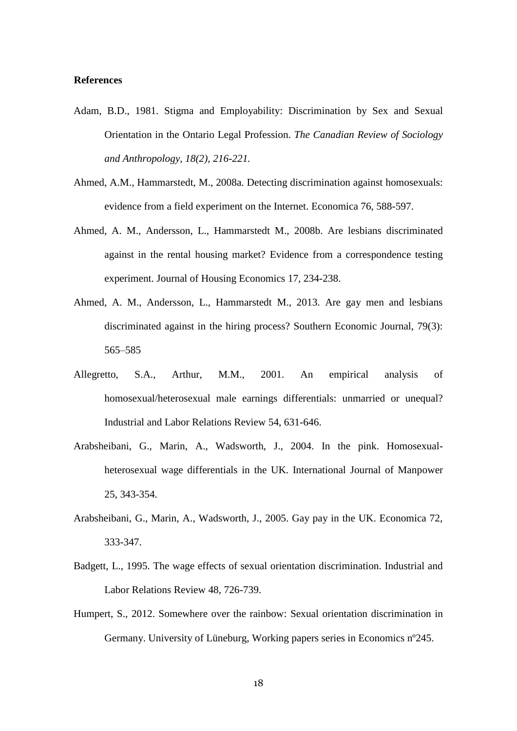**References**

Adam, B.D., 1981. Stigma and Employability: Discrimination by Sex and Sexual Orientation in the Ontario Legal Profession. *The Canadian Review of Sociology and Anthropology, 18(2), 216-221.*

Ahmed, A.M., Hammarstedt, M., 2008a. Detecting discrimination against homosexuals: evidence from a field experiment on the Internet. Economica 76, 588-597.

Ahmed, A. M., Andersson, L., Hammarstedt M., 2008b. Are lesbians discriminated against in the rental housing market? Evidence from a correspondence testing experiment. Journal of Housing Economics 17, 234-238.

Ahmed, A. M., Andersson, L., Hammarstedt M., 2013. Are gay men and lesbians discriminated against in the hiring process? Southern Economic Journal, 79(3): 565–585

Allegretto, S.A., Arthur, M.M., 2001. An empirical analysis of homosexual/heterosexual male earnings differentials: unmarried or unequal? Industrial and Labor Relations Review 54, 631-646.

Arabsheibani, G., Marin, A., Wadsworth, J., 2004. In the pink. Homosexual-heterosexual wage differentials in the UK. International Journal of Manpower 25, 343-354.

Arabsheibani, G., Marin, A., Wadsworth, J., 2005. Gay pay in the UK. Economica 72, 333-347.

Badgett, L., 1995. The wage effects of sexual orientation discrimination. Industrial and Labor Relations Review 48, 726-739.

Humpert, S., 2012. Somewhere over the rainbow: Sexual orientation discrimination in Germany. University of Lüneburg, Working papers series in Economics nº245.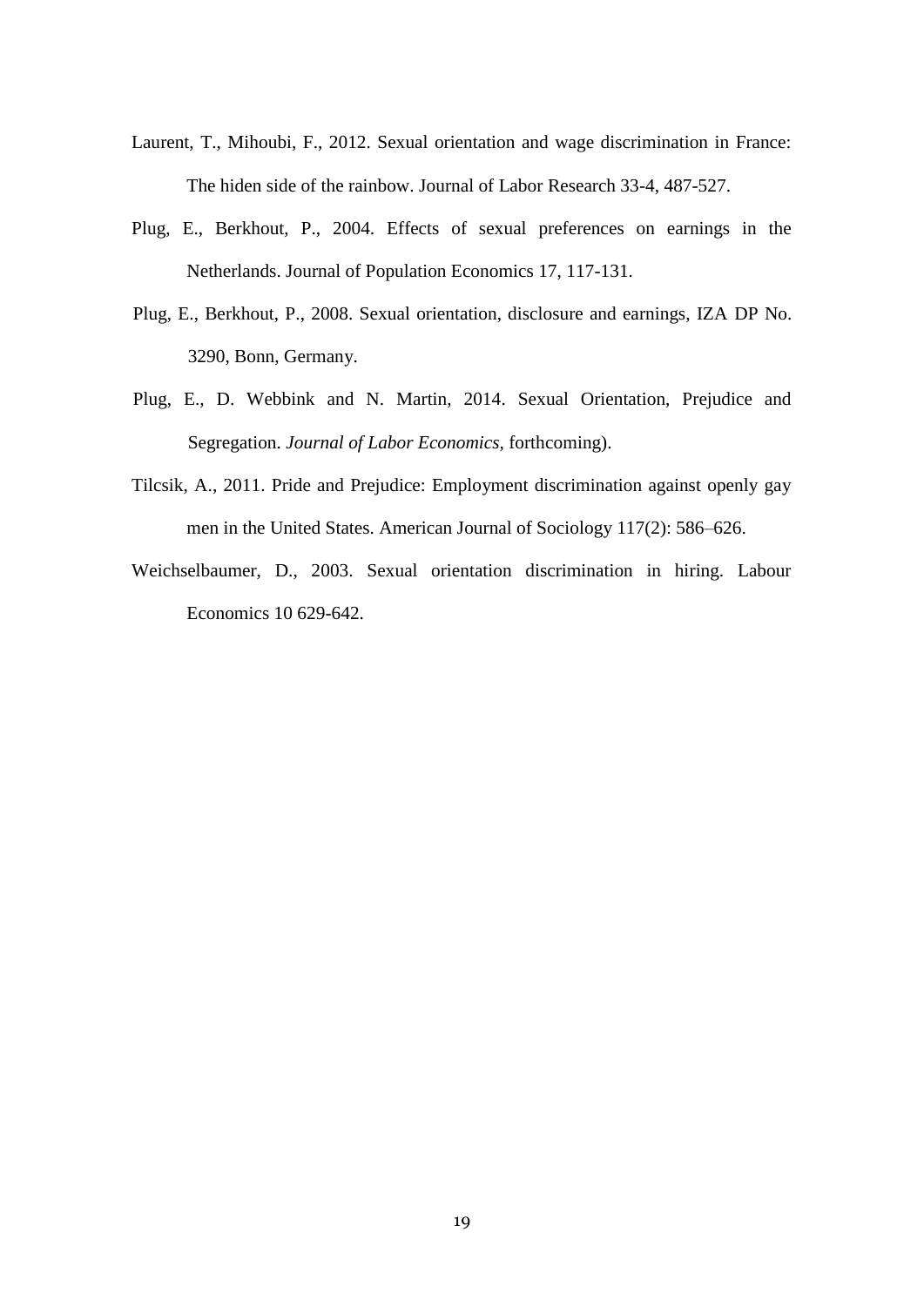Laurent, T., Mihoubi, F., 2012. Sexual orientation and wage discrimination in France: The hiden side of the rainbow. Journal of Labor Research 33-4, 487-527.

Plug, E., Berkhout, P., 2004. Effects of sexual preferences on earnings in the Netherlands. Journal of Population Economics 17, 117-131.

Plug, E., Berkhout, P., 2008. Sexual orientation, disclosure and earnings, IZA DP No. 3290, Bonn, Germany.

Plug, E., D. Webbink and N. Martin, 2014. Sexual Orientation, Prejudice and Segregation. *Journal of Labor Economics*, forthcoming).

Tilcsik, A., 2011. Pride and Prejudice: Employment discrimination against openly gay men in the United States. American Journal of Sociology 117(2): 586–626.

Weichselbaumer, D., 2003. Sexual orientation discrimination in hiring. Labour Economics 10 629-642.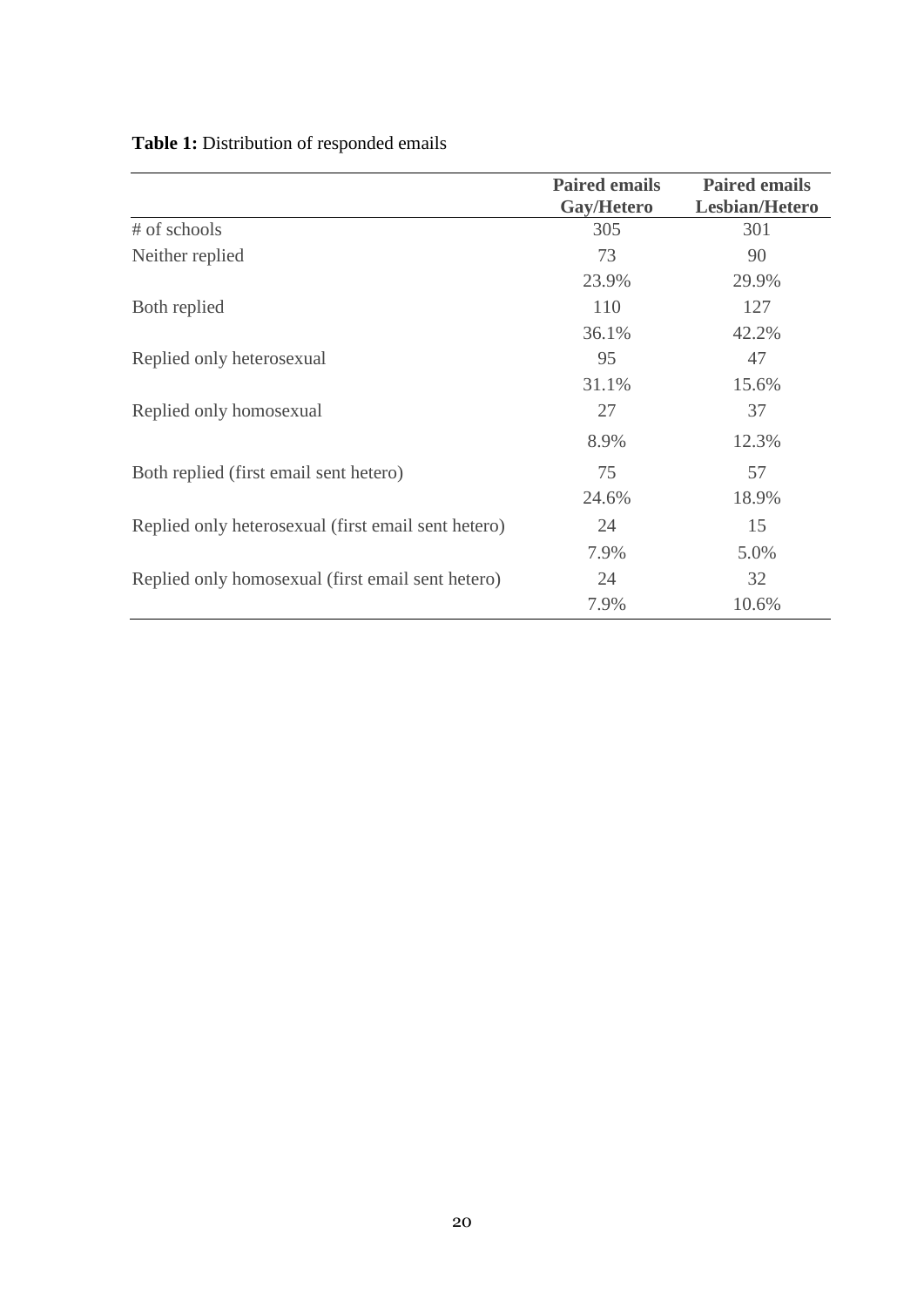**Table 1:** Distribution of responded emails

| | Paired emails Gay/Hetero | Paired emails Lesbian/Hetero |
|---|---|---|
| # of schools | 305 | 301 |
| Neither replied | 73 | 90 |
| | 23.9% | 29.9% |
| Both replied | 110 | 127 |
| | 36.1% | 42.2% |
| Replied only heterosexual | 95 | 47 |
| | 31.1% | 15.6% |
| Replied only homosexual | 27 | 37 |
| | 8.9% | 12.3% |
| Both replied (first email sent hetero) | 75 | 57 |
| | 24.6% | 18.9% |
| Replied only heterosexual (first email sent hetero) | 24 | 15 |
| | 7.9% | 5.0% |
| Replied only homosexual (first email sent hetero) | 24 | 32 |
| | 7.9% | 10.6% |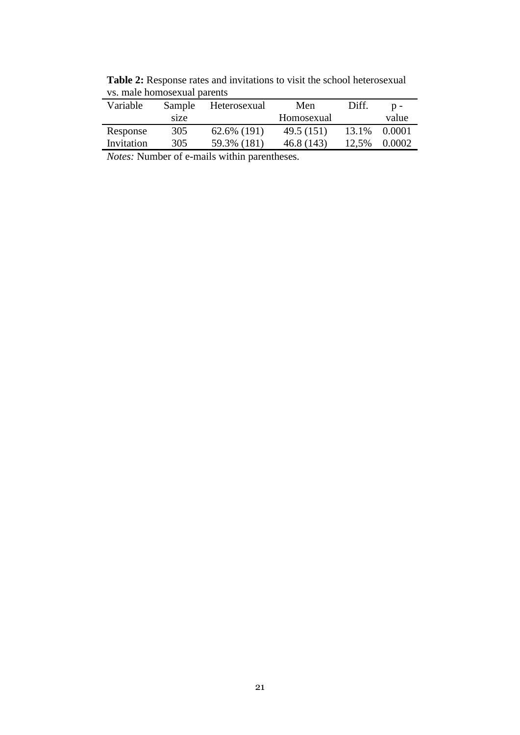**Table 2:** Response rates and invitations to visit the school heterosexual vs. male homosexual parents

| Variable | Sample size | Heterosexual | Men Homosexual | Diff. | p - value |
|---|---|---|---|---|---|
| Response | 305 | 62.6% (191) | 49.5 (151) | 13.1% | 0.0001 |
| Invitation | 305 | 59.3% (181) | 46.8 (143) | 12,5% | 0.0002 |

*Notes:* Number of e-mails within parentheses.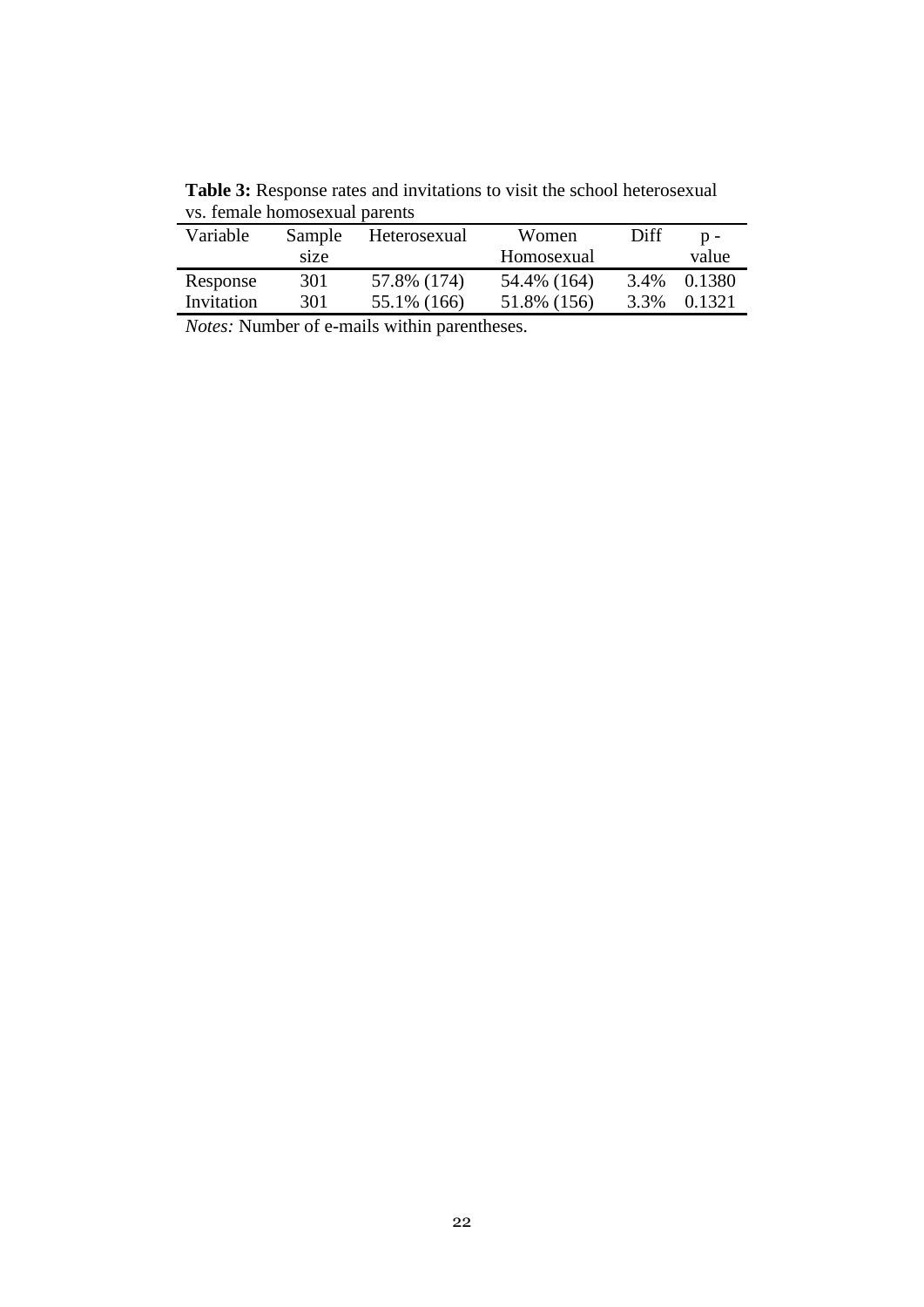**Table 3:** Response rates and invitations to visit the school heterosexual vs. female homosexual parents

| Variable | Sample size | Heterosexual | Women Homosexual | Diff | p - value |
|---|---|---|---|---|---|
| Response | 301 | 57.8% (174) | 54.4% (164) | 3.4% | 0.1380 |
| Invitation | 301 | 55.1% (166) | 51.8% (156) | 3.3% | 0.1321 |

*Notes:* Number of e-mails within parentheses.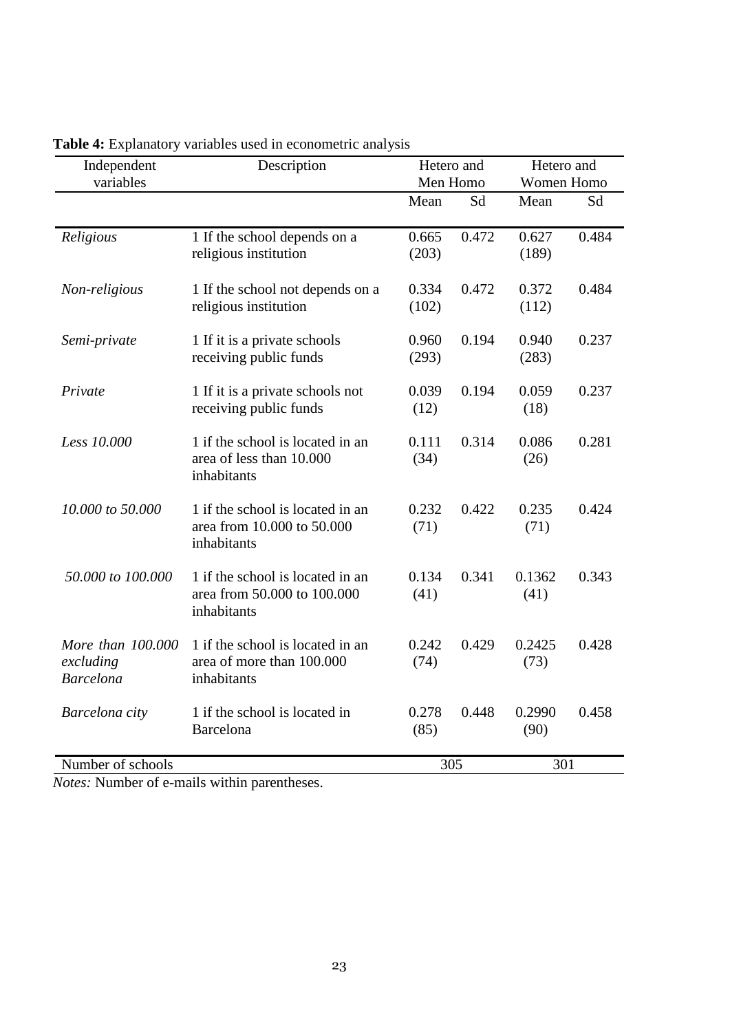**Table 4:** Explanatory variables used in econometric analysis

| Independent variables | Description | Hetero and Men Homo | | Hetero and Women Homo | |
|---|---|---|---|---|---|
| | | Mean | Sd | Mean | Sd |
| *Religious* | 1 If the school depends on a religious institution | 0.665 (203) | 0.472 | 0.627 (189) | 0.484 |
| *Non-religious* | 1 If the school not depends on a religious institution | 0.334 (102) | 0.472 | 0.372 (112) | 0.484 |
| *Semi-private* | 1 If it is a private schools receiving public funds | 0.960 (293) | 0.194 | 0.940 (283) | 0.237 |
| *Private* | 1 If it is a private schools not receiving public funds | 0.039 (12) | 0.194 | 0.059 (18) | 0.237 |
| *Less 10.000* | 1 if the school is located in an area of less than 10.000 inhabitants | 0.111 (34) | 0.314 | 0.086 (26) | 0.281 |
| *10.000 to 50.000* | 1 if the school is located in an area from 10.000 to 50.000 inhabitants | 0.232 (71) | 0.422 | 0.235 (71) | 0.424 |
| *50.000 to 100.000* | 1 if the school is located in an area from 50.000 to 100.000 inhabitants | 0.134 (41) | 0.341 | 0.1362 (41) | 0.343 |
| *More than 100.000 excluding Barcelona* | 1 if the school is located in an area of more than 100.000 inhabitants | 0.242 (74) | 0.429 | 0.2425 (73) | 0.428 |
| *Barcelona city* | 1 if the school is located in Barcelona | 0.278 (85) | 0.448 | 0.2990 (90) | 0.458 |
| Number of schools | | 305 | | 301 | |

*Notes:* Number of e-mails within parentheses.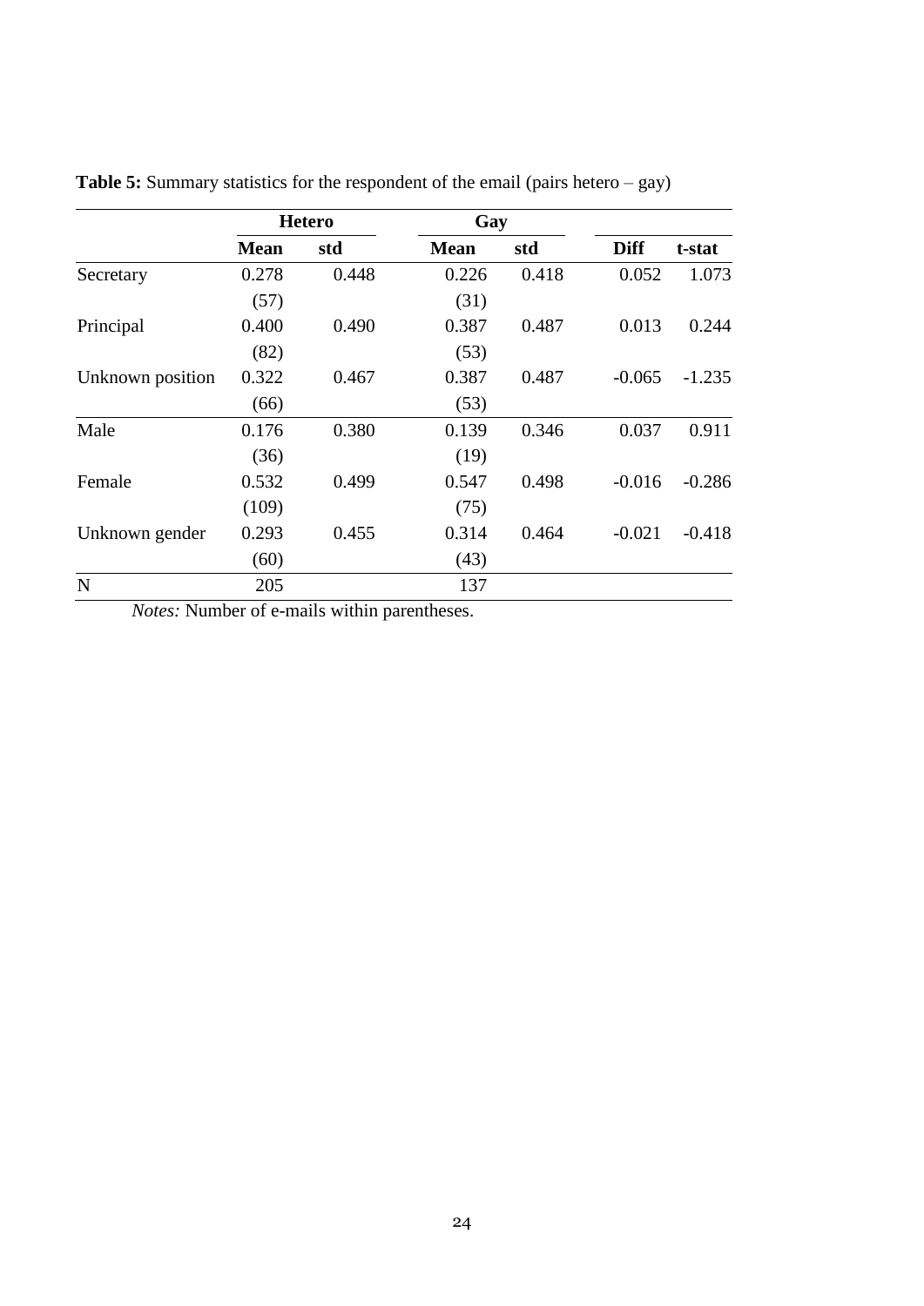**Table 5:** Summary statistics for the respondent of the email (pairs hetero – gay)

| | Hetero | | Gay | | | |
|---|---|---|---|---|---|---|
| | **Mean** | **std** | **Mean** | **std** | **Diff** | **t-stat** |
| Secretary | 0.278 | 0.448 | 0.226 | 0.418 | 0.052 | 1.073 |
| | (57) | | (31) | | | |
| Principal | 0.400 | 0.490 | 0.387 | 0.487 | 0.013 | 0.244 |
| | (82) | | (53) | | | |
| Unknown position | 0.322 | 0.467 | 0.387 | 0.487 | -0.065 | -1.235 |
| | (66) | | (53) | | | |
| Male | 0.176 | 0.380 | 0.139 | 0.346 | 0.037 | 0.911 |
| | (36) | | (19) | | | |
| Female | 0.532 | 0.499 | 0.547 | 0.498 | -0.016 | -0.286 |
| | (109) | | (75) | | | |
| Unknown gender | 0.293 | 0.455 | 0.314 | 0.464 | -0.021 | -0.418 |
| | (60) | | (43) | | | |
| N | 205 | | 137 | | | |

*Notes:* Number of e-mails within parentheses.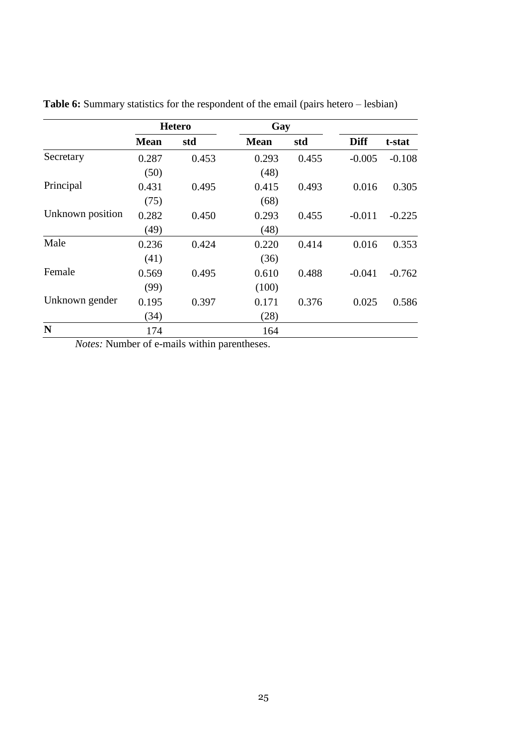**Table 6:** Summary statistics for the respondent of the email (pairs hetero – lesbian)

| | Hetero | | Gay | | | |
|---|---|---|---|---|---|---|
| | **Mean** | **std** | **Mean** | **std** | **Diff** | **t-stat** |
| Secretary | 0.287 | 0.453 | 0.293 | 0.455 | -0.005 | -0.108 |
| | (50) | | (48) | | | |
| Principal | 0.431 | 0.495 | 0.415 | 0.493 | 0.016 | 0.305 |
| | (75) | | (68) | | | |
| Unknown position | 0.282 | 0.450 | 0.293 | 0.455 | -0.011 | -0.225 |
| | (49) | | (48) | | | |
| Male | 0.236 | 0.424 | 0.220 | 0.414 | 0.016 | 0.353 |
| | (41) | | (36) | | | |
| Female | 0.569 | 0.495 | 0.610 | 0.488 | -0.041 | -0.762 |
| | (99) | | (100) | | | |
| Unknown gender | 0.195 | 0.397 | 0.171 | 0.376 | 0.025 | 0.586 |
| | (34) | | (28) | | | |
| **N** | 174 | | 164 | | | |

*Notes:* Number of e-mails within parentheses.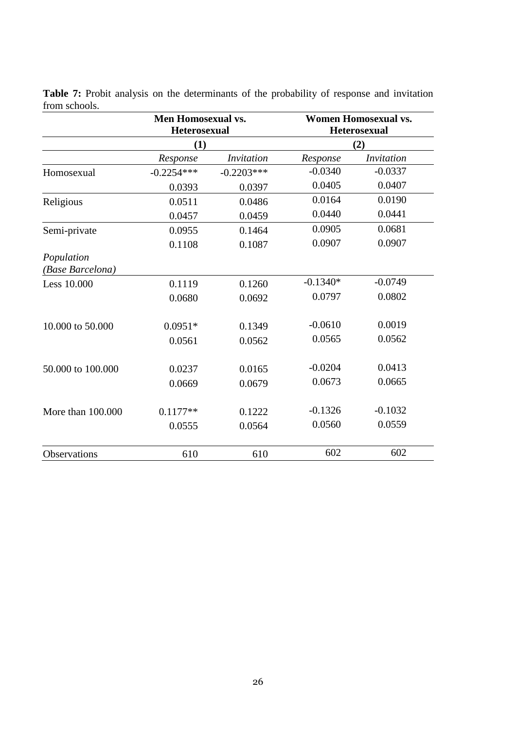**Table 7:** Probit analysis on the determinants of the probability of response and invitation from schools.

| | **Men Homosexual vs. Heterosexual** | | **Women Homosexual vs. Heterosexual** | |
|---|---|---|---|---|
| | **(1)** | | **(2)** | |
| | *Response* | *Invitation* | *Response* | *Invitation* |
| Homosexual | -0.2254*** | -0.2203*** | -0.0340 | -0.0337 |
| | 0.0393 | 0.0397 | 0.0405 | 0.0407 |
| Religious | 0.0511 | 0.0486 | 0.0164 | 0.0190 |
| | 0.0457 | 0.0459 | 0.0440 | 0.0441 |
| Semi-private | 0.0955 | 0.1464 | 0.0905 | 0.0681 |
| | 0.1108 | 0.1087 | 0.0907 | 0.0907 |
| *Population (Base Barcelona)* | | | | |
| Less 10.000 | 0.1119 | 0.1260 | -0.1340* | -0.0749 |
| | 0.0680 | 0.0692 | 0.0797 | 0.0802 |
| 10.000 to 50.000 | 0.0951* | 0.1349 | -0.0610 | 0.0019 |
| | 0.0561 | 0.0562 | 0.0565 | 0.0562 |
| 50.000 to 100.000 | 0.0237 | 0.0165 | -0.0204 | 0.0413 |
| | 0.0669 | 0.0679 | 0.0673 | 0.0665 |
| More than 100.000 | 0.1177** | 0.1222 | -0.1326 | -0.1032 |
| | 0.0555 | 0.0564 | 0.0560 | 0.0559 |
| Observations | 610 | 610 | 602 | 602 |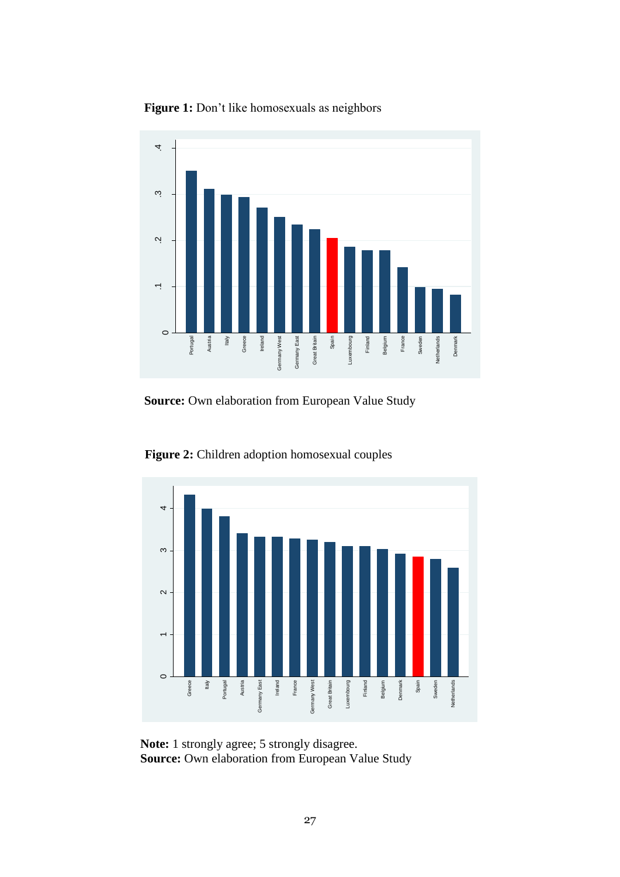**Figure 1:** Don't like homosexuals as neighbors

0
.1
.2
.3
.4

Portugal
Austria
Italy
Greece
Ireland
Germany West
Germany East
Great Britain
Spain
Luxembourg
Finland
Belgium
France
Sweden
Netherlands
Denmark

**Source:** Own elaboration from European Value Study

**Figure 2:** Children adoption homosexual couples

0
1
2
3
4

Greece
Italy
Portugal
Austria
Germany East
Ireland
France
Germany West
Great Britain
Luxembourg
Finland
Belgium
Denmark
Spain
Sweden
Netherlands

**Note:** 1 strongly agree; 5 strongly disagree.
**Source:** Own elaboration from European Value Study